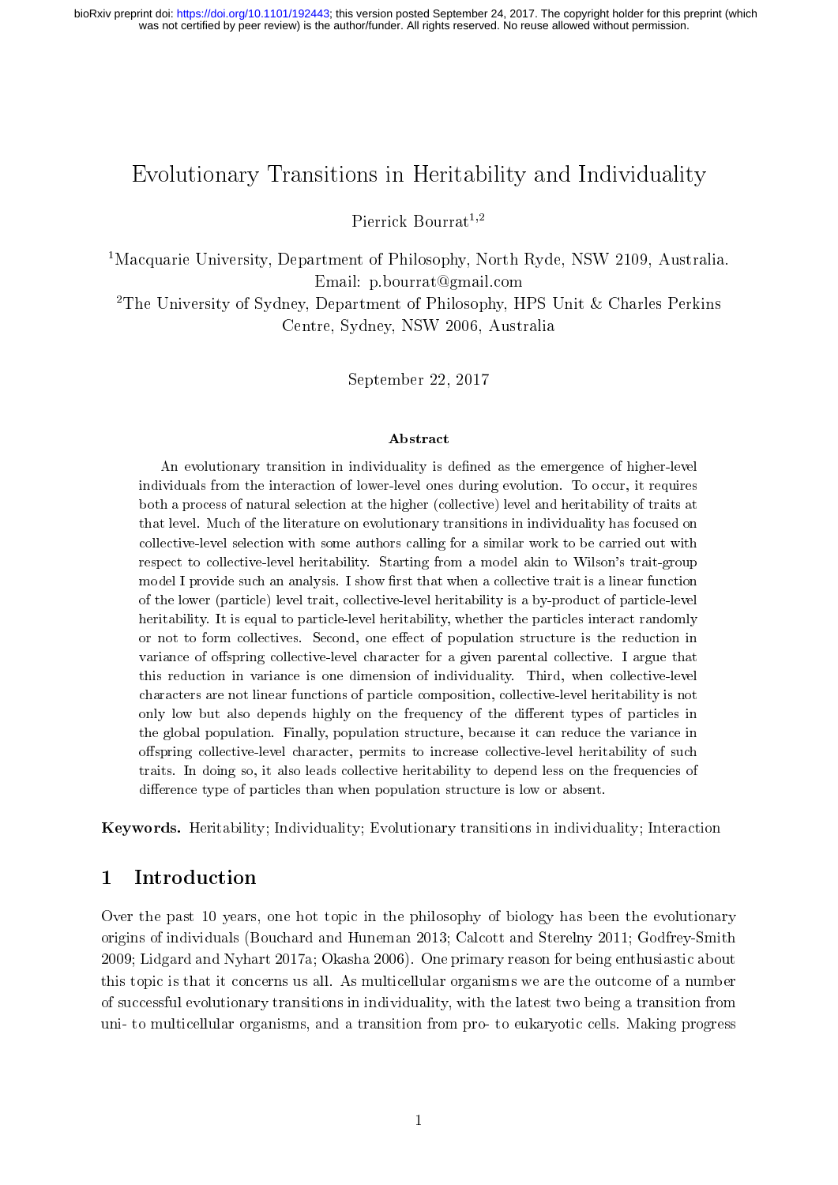# Evolutionary Transitions in Heritability and Individuality

Pierrick Bourrat[1,2]

[1]Macquarie University, Department of Philosophy, North Ryde, NSW 2109, Australia. Email: p.bourrat@gmail.com

[2]The University of Sydney, Department of Philosophy, HPS Unit & Charles Perkins Centre, Sydney, NSW 2006, Australia

September 22, 2017

### Abstract

An evolutionary transition in individuality is defined as the emergence of higher-level individuals from the interaction of lower-level ones during evolution. To occur, it requires both a process of natural selection at the higher (collective) level and heritability of traits at that level. Much of the literature on evolutionary transitions in individuality has focused on collective-level selection with some authors calling for a similar work to be carried out with respect to collective-level heritability. Starting from a model akin to Wilson's trait-group model I provide such an analysis. I show first that when a collective trait is a linear function of the lower (particle) level trait, collective-level heritability is a by-product of particle-level heritability. It is equal to particle-level heritability, whether the particles interact randomly or not to form collectives. Second, one effect of population structure is the reduction in variance of offspring collective-level character for a given parental collective. I argue that this reduction in variance is one dimension of individuality. Third, when collective-level characters are not linear functions of particle composition, collective-level heritability is not only low but also depends highly on the frequency of the different types of particles in the global population. Finally, population structure, because it can reduce the variance in offspring collective-level character, permits to increase collective-level heritability of such traits. In doing so, it also leads collective heritability to depend less on the frequencies of difference type of particles than when population structure is low or absent.

**Keywords.** Heritability; Individuality; Evolutionary transitions in individuality; Interaction

## 1 Introduction

Over the past 10 years, one hot topic in the philosophy of biology has been the evolutionary origins of individuals (Bouchard and Huneman 2013; Calcott and Sterelny 2011; Godfrey-Smith 2009; Lidgard and Nyhart 2017a; Okasha 2006). One primary reason for being enthusiastic about this topic is that it concerns us all. As multicellular organisms we are the outcome of a number of successful evolutionary transitions in individuality, with the latest two being a transition from uni- to multicellular organisms, and a transition from pro- to eukaryotic cells. Making progress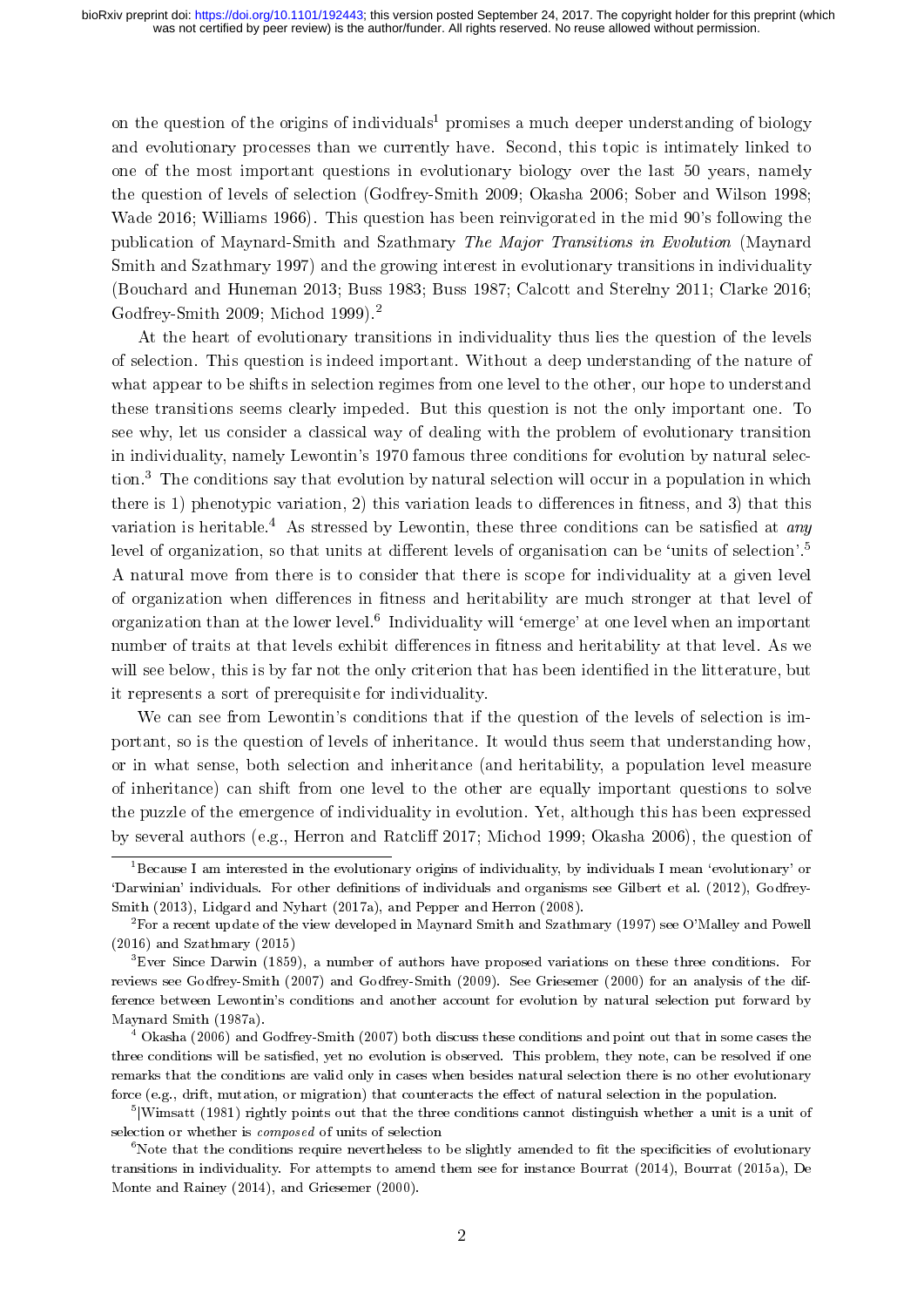on the question of the origins of individuals[1] promises a much deeper understanding of biology and evolutionary processes than we currently have. Second, this topic is intimately linked to one of the most important questions in evolutionary biology over the last 50 years, namely the question of levels of selection (Godfrey-Smith 2009; Okasha 2006; Sober and Wilson 1998; Wade 2016; Williams 1966). This question has been reinvigorated in the mid 90's following the publication of Maynard-Smith and Szathmary *The Major Transitions in Evolution* (Maynard Smith and Szathmary 1997) and the growing interest in evolutionary transitions in individuality (Bouchard and Huneman 2013; Buss 1983; Buss 1987; Calcott and Sterelny 2011; Clarke 2016; Godfrey-Smith 2009; Michod 1999).[2]

At the heart of evolutionary transitions in individuality thus lies the question of the levels of selection. This question is indeed important. Without a deep understanding of the nature of what appear to be shifts in selection regimes from one level to the other, our hope to understand these transitions seems clearly impeded. But this question is not the only important one. To see why, let us consider a classical way of dealing with the problem of evolutionary transition in individuality, namely Lewontin's 1970 famous three conditions for evolution by natural selection.[3] The conditions say that evolution by natural selection will occur in a population in which there is 1) phenotypic variation, 2) this variation leads to differences in fitness, and 3) that this variation is heritable.[4] As stressed by Lewontin, these three conditions can be satisfied at *any* level of organization, so that units at different levels of organisation can be 'units of selection'.[5] A natural move from there is to consider that there is scope for individuality at a given level of organization when differences in fitness and heritability are much stronger at that level of organization than at the lower level.[6] Individuality will 'emerge' at one level when an important number of traits at that levels exhibit differences in fitness and heritability at that level. As we will see below, this is by far not the only criterion that has been identified in the litterature, but it represents a sort of prerequisite for individuality.

We can see from Lewontin's conditions that if the question of the levels of selection is important, so is the question of levels of inheritance. It would thus seem that understanding how, or in what sense, both selection and inheritance (and heritability, a population level measure of inheritance) can shift from one level to the other are equally important questions to solve the puzzle of the emergence of individuality in evolution. Yet, although this has been expressed by several authors (e.g., Herron and Ratcliff 2017; Michod 1999; Okasha 2006), the question of

---

[1] Because I am interested in the evolutionary origins of individuality, by individuals I mean 'evolutionary' or 'Darwinian' individuals. For other definitions of individuals and organisms see Gilbert et al. (2012), Godfrey-Smith (2013), Lidgard and Nyhart (2017a), and Pepper and Herron (2008).

[2] For a recent update of the view developed in Maynard Smith and Szathmary (1997) see O'Malley and Powell (2016) and Szathmary (2015)

[3] Ever Since Darwin (1859), a number of authors have proposed variations on these three conditions. For reviews see Godfrey-Smith (2007) and Godfrey-Smith (2009). See Griesemer (2000) for an analysis of the difference between Lewontin's conditions and another account for evolution by natural selection put forward by Maynard Smith (1987a).

[4] Okasha (2006) and Godfrey-Smith (2007) both discuss these conditions and point out that in some cases the three conditions will be satisfied, yet no evolution is observed. This problem, they note, can be resolved if one remarks that the conditions are valid only in cases when besides natural selection there is no other evolutionary force (e.g., drift, mutation, or migration) that counteracts the effect of natural selection in the population.

[5] |Wimsatt (1981) rightly points out that the three conditions cannot distinguish whether a unit is a unit of selection or whether is *composed* of units of selection

[6] Note that the conditions require nevertheless to be slightly amended to fit the specificities of evolutionary transitions in individuality. For attempts to amend them see for instance Bourrat (2014), Bourrat (2015a), De Monte and Rainey (2014), and Griesemer (2000).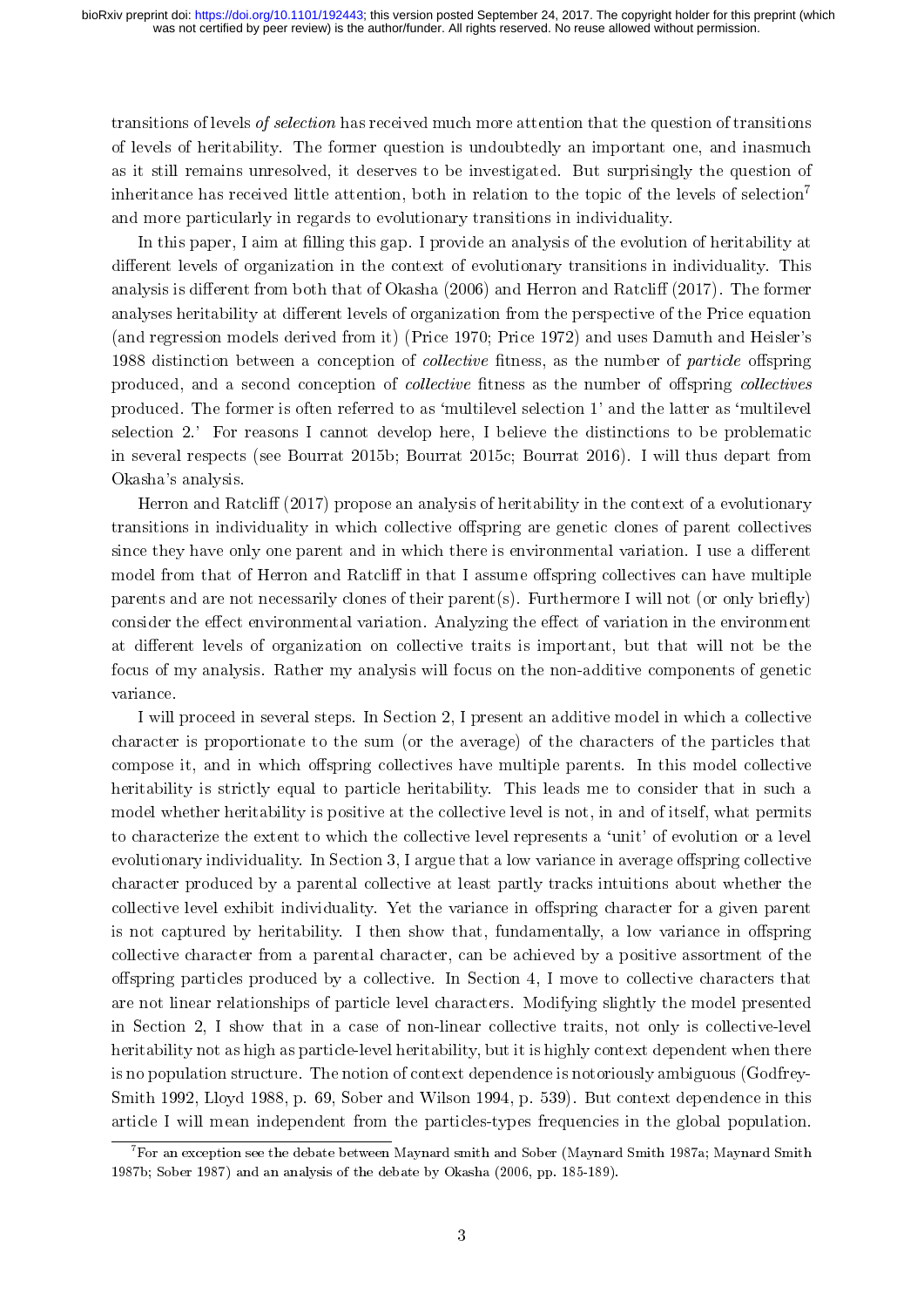transitions of levels *of selection* has received much more attention that the question of transitions of levels of heritability. The former question is undoubtedly an important one, and inasmuch as it still remains unresolved, it deserves to be investigated. But surprisingly the question of inheritance has received little attention, both in relation to the topic of the levels of selection[7] and more particularly in regards to evolutionary transitions in individuality.

In this paper, I aim at filling this gap. I provide an analysis of the evolution of heritability at different levels of organization in the context of evolutionary transitions in individuality. This analysis is different from both that of Okasha (2006) and Herron and Ratcliff (2017). The former analyses heritability at different levels of organization from the perspective of the Price equation (and regression models derived from it) (Price 1970; Price 1972) and uses Damuth and Heisler's 1988 distinction between a conception of *collective* fitness, as the number of *particle* offspring produced, and a second conception of *collective* fitness as the number of offspring *collectives* produced. The former is often referred to as 'multilevel selection 1' and the latter as 'multilevel selection 2.' For reasons I cannot develop here, I believe the distinctions to be problematic in several respects (see Bourrat 2015b; Bourrat 2015c; Bourrat 2016). I will thus depart from Okasha's analysis.

Herron and Ratcliff (2017) propose an analysis of heritability in the context of a evolutionary transitions in individuality in which collective offspring are genetic clones of parent collectives since they have only one parent and in which there is environmental variation. I use a different model from that of Herron and Ratcliff in that I assume offspring collectives can have multiple parents and are not necessarily clones of their parent(s). Furthermore I will not (or only briefly) consider the effect environmental variation. Analyzing the effect of variation in the environment at different levels of organization on collective traits is important, but that will not be the focus of my analysis. Rather my analysis will focus on the non-additive components of genetic variance.

I will proceed in several steps. In Section 2, I present an additive model in which a collective character is proportionate to the sum (or the average) of the characters of the particles that compose it, and in which offspring collectives have multiple parents. In this model collective heritability is strictly equal to particle heritability. This leads me to consider that in such a model whether heritability is positive at the collective level is not, in and of itself, what permits to characterize the extent to which the collective level represents a 'unit' of evolution or a level evolutionary individuality. In Section 3, I argue that a low variance in average offspring collective character produced by a parental collective at least partly tracks intuitions about whether the collective level exhibit individuality. Yet the variance in offspring character for a given parent is not captured by heritability. I then show that, fundamentally, a low variance in offspring collective character from a parental character, can be achieved by a positive assortment of the offspring particles produced by a collective. In Section 4, I move to collective characters that are not linear relationships of particle level characters. Modifying slightly the model presented in Section 2, I show that in a case of non-linear collective traits, not only is collective-level heritability not as high as particle-level heritability, but it is highly context dependent when there is no population structure. The notion of context dependence is notoriously ambiguous (Godfrey-Smith 1992, Lloyd 1988, p. 69, Sober and Wilson 1994, p. 539). But context dependence in this article I will mean independent from the particles-types frequencies in the global population.

[7] For an exception see the debate between Maynard smith and Sober (Maynard Smith 1987a; Maynard Smith 1987b; Sober 1987) and an analysis of the debate by Okasha (2006, pp. 185-189).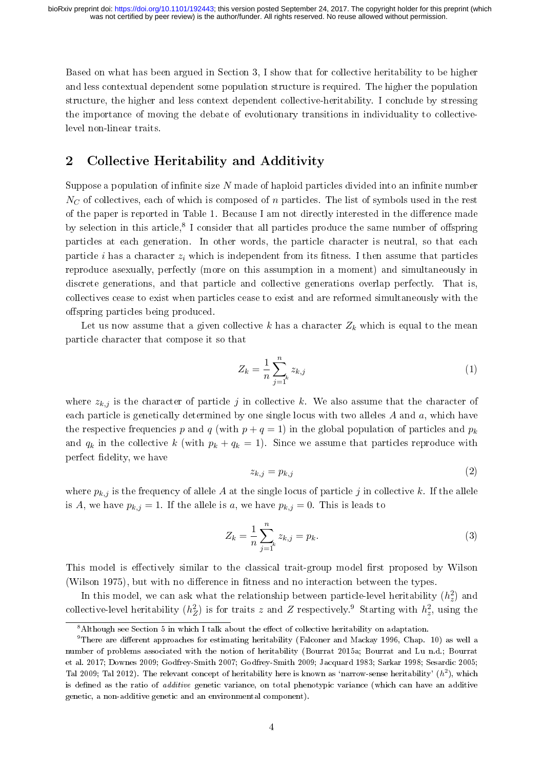Based on what has been argued in Section 3, I show that for collective heritability to be higher and less contextual dependent some population structure is required. The higher the population structure, the higher and less context dependent collective-heritability. I conclude by stressing the importance of moving the debate of evolutionary transitions in individuality to collective-level non-linear traits.

## 2 Collective Heritability and Additivity

Suppose a population of infinite size $N$ made of haploid particles divided into an infinite number $N_C$ of collectives, each of which is composed of $n$ particles. The list of symbols used in the rest of the paper is reported in Table 1. Because I am not directly interested in the difference made by selection in this article,[8] I consider that all particles produce the same number of offspring particles at each generation. In other words, the particle character is neutral, so that each particle $i$ has a character $z_i$ which is independent from its fitness. I then assume that particles reproduce asexually, perfectly (more on this assumption in a moment) and simultaneously in discrete generations, and that particle and collective generations overlap perfectly. That is, collectives cease to exist when particles cease to exist and are reformed simultaneously with the offspring particles being produced.

Let us now assume that a given collective $k$ has a character $Z_k$ which is equal to the mean particle character that compose it so that

$$Z_k = \frac{1}{n} \sum_{j=1_k}^{n} z_{k,j} \tag{1}$$

where $z_{k,j}$ is the character of particle $j$ in collective $k$. We also assume that the character of each particle is genetically determined by one single locus with two alleles $A$ and $a$, which have the respective frequencies $p$ and $q$ (with $p + q = 1$) in the global population of particles and $p_k$ and $q_k$ in the collective $k$ (with $p_k + q_k = 1$). Since we assume that particles reproduce with perfect fidelity, we have

$$z_{k,j} = p_{k,j} \tag{2}$$

where $p_{k,j}$ is the frequency of allele $A$ at the single locus of particle $j$ in collective $k$. If the allele is $A$, we have $p_{k,j} = 1$. If the allele is $a$, we have $p_{k,j} = 0$. This is leads to

$$Z_k = \frac{1}{n} \sum_{j=1_k}^{n} z_{k,j} = p_k. \tag{3}$$

This model is effectively similar to the classical trait-group model first proposed by Wilson (Wilson 1975), but with no difference in fitness and no interaction between the types.

In this model, we can ask what the relationship between particle-level heritability ($h_z^2$) and collective-level heritability ($h_Z^2$) is for traits $z$ and $Z$ respectively.[9] Starting with $h_z^2$, using the

---

[8] Although see Section 5 in which I talk about the effect of collective heritability on adaptation.

[9] There are different approaches for estimating heritability (Falconer and Mackay 1996, Chap. 10) as well a number of problems associated with the notion of heritability (Bourrat 2015a; Bourrat and Lu n.d.; Bourrat et al. 2017; Downes 2009; Godfrey-Smith 2007; Godfrey-Smith 2009; Jacquard 1983; Sarkar 1998; Sesardic 2005; Tal 2009; Tal 2012). The relevant concept of heritability here is known as 'narrow-sense heritability' ($h^2$), which is defined as the ratio of *additive* genetic variance, on total phenotypic variance (which can have an additive genetic, a non-additive genetic and an environmental component).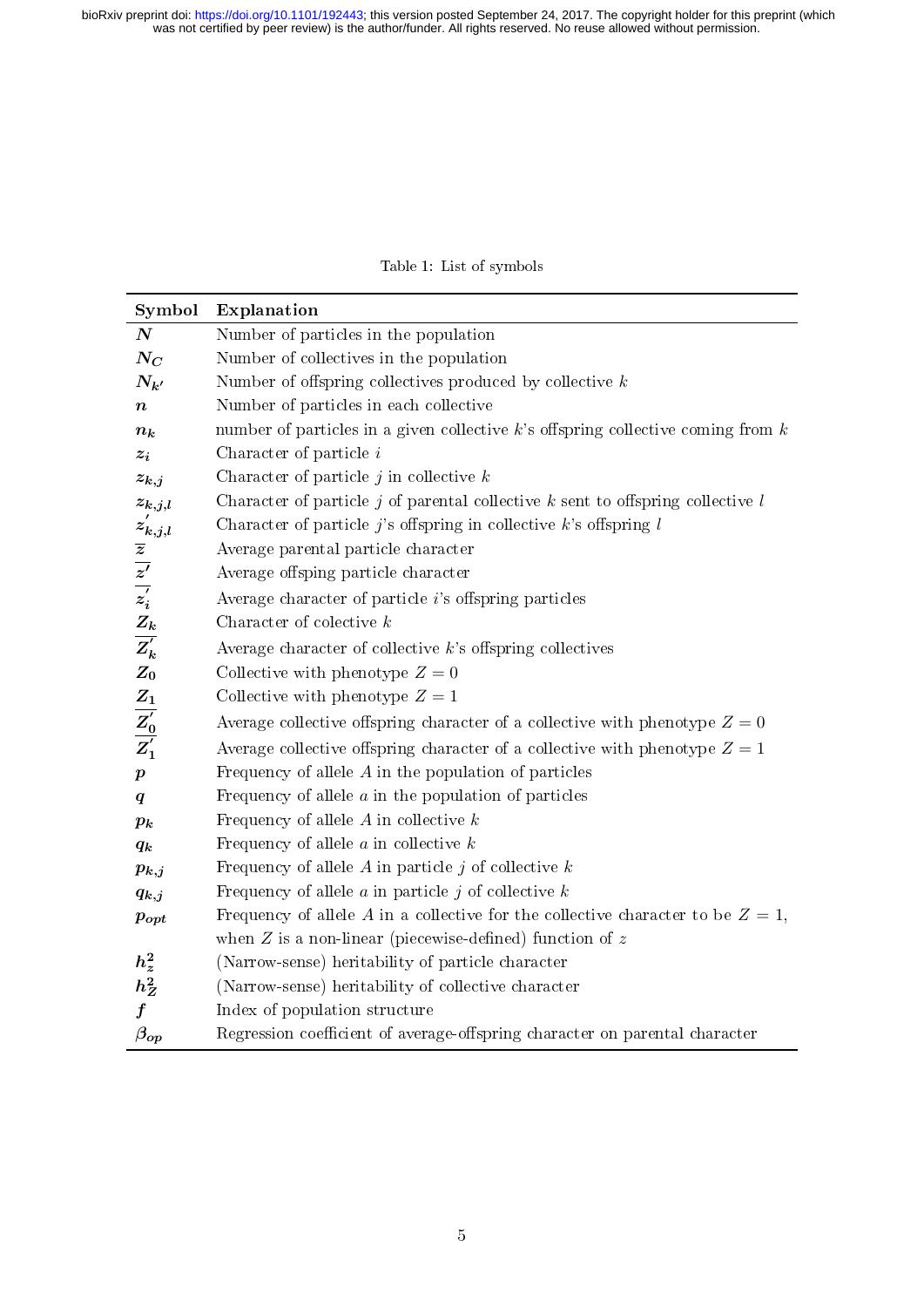Table 1: List of symbols

| Symbol | Explanation |
|---|---|
| $N$ | Number of particles in the population |
| $N_C$ | Number of collectives in the population |
| $N_{k'}$ | Number of offspring collectives produced by collective $k$ |
| $n$ | Number of particles in each collective |
| $n_k$ | number of particles in a given collective $k$'s offspring collective coming from $k$ |
| $z_i$ | Character of particle $i$ |
| $z_{k,j}$ | Character of particle $j$ in collective $k$ |
| $z_{k,j,l}$ | Character of particle $j$ of parental collective $k$ sent to offspring collective $l$ |
| $z^{'}_{k,j,l}$ | Character of particle $j$'s offspring in collective $k$'s offspring $l$ |
| $\overline{z}$ | Average parental particle character |
| $\overline{z'}$ | Average offsping particle character |
| $\overline{z^{'}_i}$ | Average character of particle $i$'s offspring particles |
| $Z_k$ | Character of colective $k$ |
| $\overline{Z^{'}_k}$ | Average character of collective $k$'s offspring collectives |
| $Z_0$ | Collective with phenotype $Z = 0$ |
| $Z_1$ | Collective with phenotype $Z = 1$ |
| $\overline{Z^{'}_0}$ | Average collective offspring character of a collective with phenotype $Z = 0$ |
| $\overline{Z^{'}_1}$ | Average collective offspring character of a collective with phenotype $Z = 1$ |
| $p$ | Frequency of allele $A$ in the population of particles |
| $q$ | Frequency of allele $a$ in the population of particles |
| $p_k$ | Frequency of allele $A$ in collective $k$ |
| $q_k$ | Frequency of allele $a$ in collective $k$ |
| $p_{k,j}$ | Frequency of allele $A$ in particle $j$ of collective $k$ |
| $q_{k,j}$ | Frequency of allele $a$ in particle $j$ of collective $k$ |
| $p_{opt}$ | Frequency of allele $A$ in a collective for the collective character to be $Z = 1$, when $Z$ is a non-linear (piecewise-defined) function of $z$ |
| $h^2_z$ | (Narrow-sense) heritability of particle character |
| $h^2_Z$ | (Narrow-sense) heritability of collective character |
| $f$ | Index of population structure |
| $\beta_{op}$ | Regression coefficient of average-offspring character on parental character |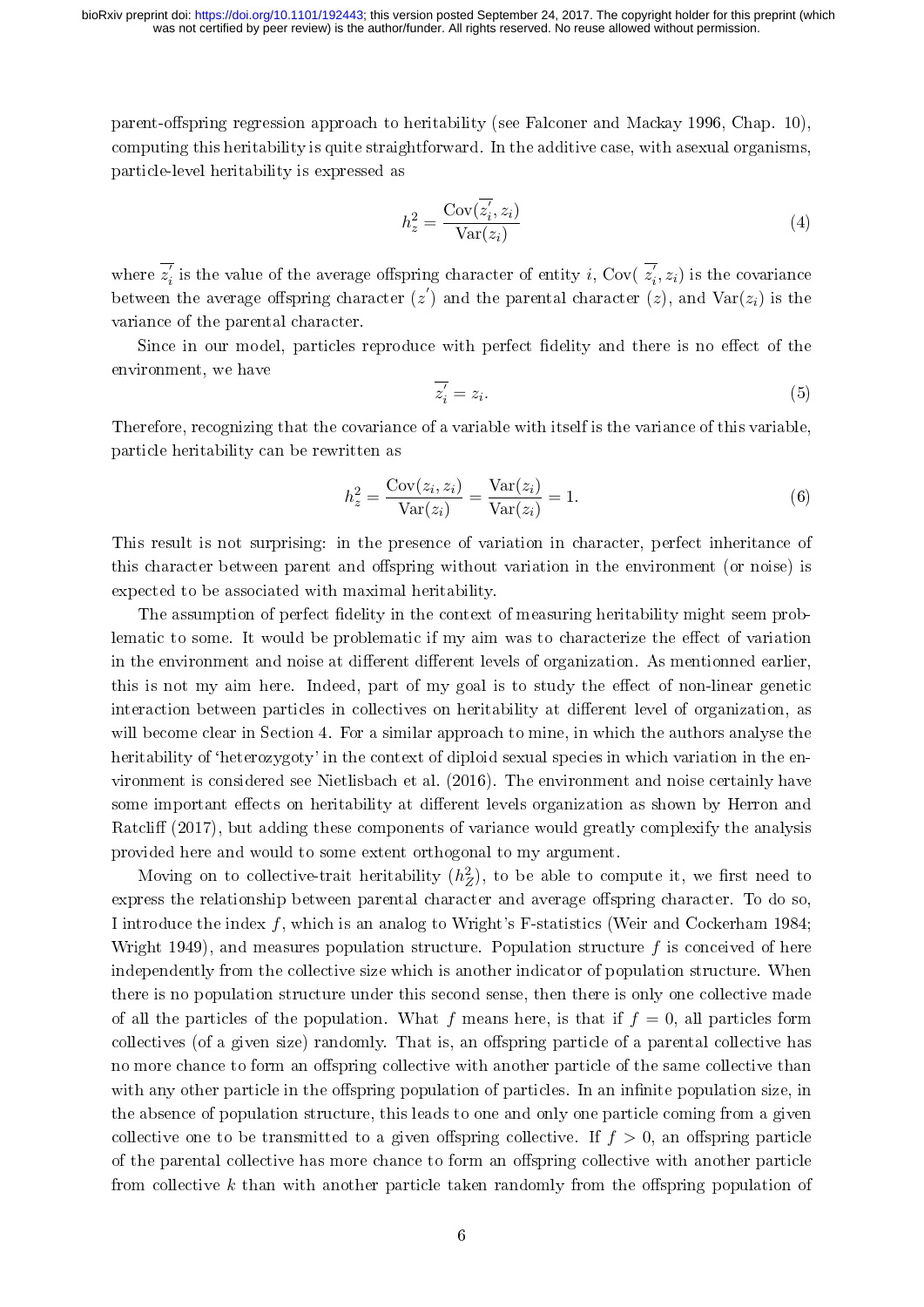parent-offspring regression approach to heritability (see Falconer and Mackay 1996, Chap. 10), computing this heritability is quite straightforward. In the additive case, with asexual organisms, particle-level heritability is expressed as

$$h_z^2 = \frac{\mathrm{Cov}(\overline{z_i^{'}}, z_i)}{\mathrm{Var}(z_i)} \tag{4}$$

where $\overline{z_i^{'}}$ is the value of the average offspring character of entity $i$, $\mathrm{Cov}(\ \overline{z_i^{'}}, z_i)$ is the covariance between the average offspring character $(z^{'})$ and the parental character $(z)$, and $\mathrm{Var}(z_i)$ is the variance of the parental character.

Since in our model, particles reproduce with perfect fidelity and there is no effect of the environment, we have

$$\overline{z_i^{'}} = z_i. \tag{5}$$

Therefore, recognizing that the covariance of a variable with itself is the variance of this variable, particle heritability can be rewritten as

$$h_z^2 = \frac{\mathrm{Cov}(z_i, z_i)}{\mathrm{Var}(z_i)} = \frac{\mathrm{Var}(z_i)}{\mathrm{Var}(z_i)} = 1. \tag{6}$$

This result is not surprising: in the presence of variation in character, perfect inheritance of this character between parent and offspring without variation in the environment (or noise) is expected to be associated with maximal heritability.

The assumption of perfect fidelity in the context of measuring heritability might seem problematic to some. It would be problematic if my aim was to characterize the effect of variation in the environment and noise at different different levels of organization. As mentionned earlier, this is not my aim here. Indeed, part of my goal is to study the effect of non-linear genetic interaction between particles in collectives on heritability at different level of organization, as will become clear in Section 4. For a similar approach to mine, in which the authors analyse the heritability of 'heterozygoty' in the context of diploid sexual species in which variation in the environment is considered see Nietlisbach et al. (2016). The environment and noise certainly have some important effects on heritability at different levels organization as shown by Herron and Ratcliff (2017), but adding these components of variance would greatly complexify the analysis provided here and would to some extent orthogonal to my argument.

Moving on to collective-trait heritability $(h_Z^2)$, to be able to compute it, we first need to express the relationship between parental character and average offspring character. To do so, I introduce the index $f$, which is an analog to Wright's F-statistics (Weir and Cockerham 1984; Wright 1949), and measures population structure. Population structure $f$ is conceived of here independently from the collective size which is another indicator of population structure. When there is no population structure under this second sense, then there is only one collective made of all the particles of the population. What $f$ means here, is that if $f = 0$, all particles form collectives (of a given size) randomly. That is, an offspring particle of a parental collective has no more chance to form an offspring collective with another particle of the same collective than with any other particle in the offspring population of particles. In an infinite population size, in the absence of population structure, this leads to one and only one particle coming from a given collective one to be transmitted to a given offspring collective. If $f > 0$, an offspring particle of the parental collective has more chance to form an offspring collective with another particle from collective $k$ than with another particle taken randomly from the offspring population of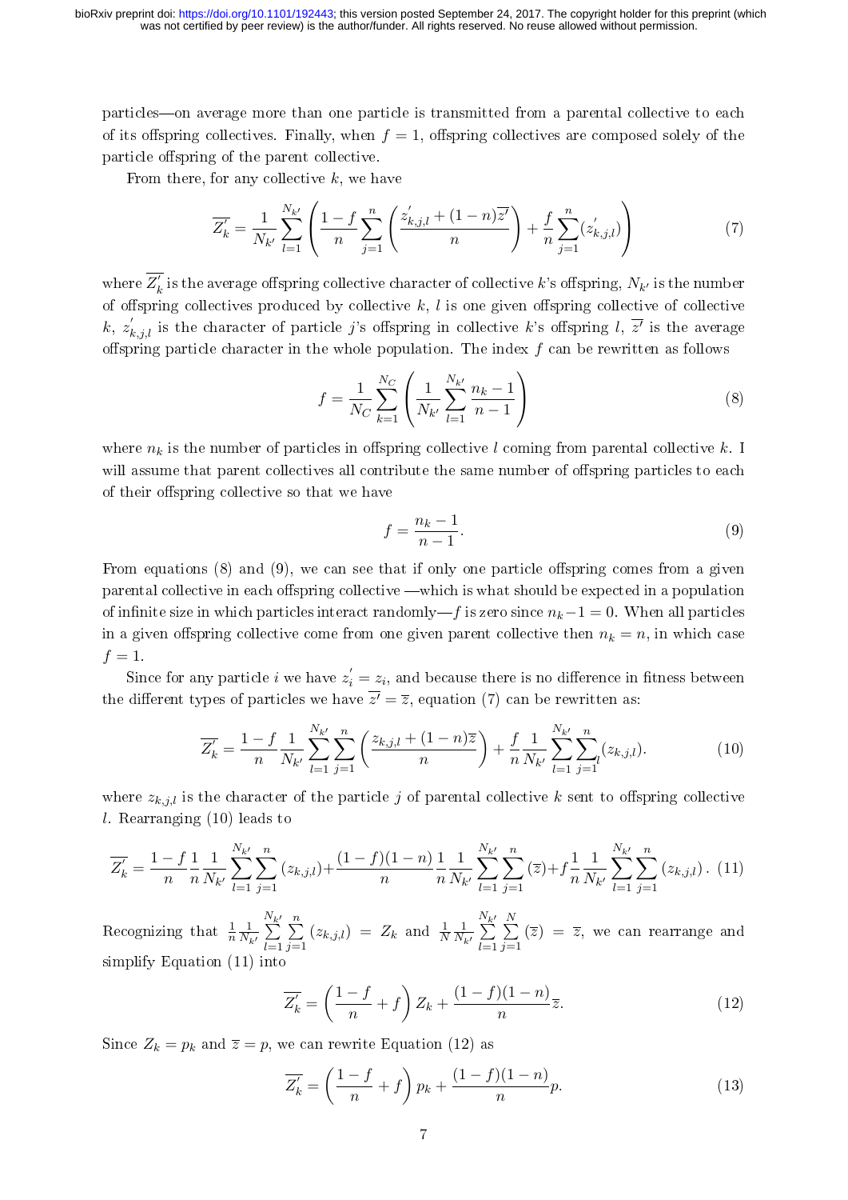particles—on average more than one particle is transmitted from a parental collective to each of its offspring collectives. Finally, when $f = 1$, offspring collectives are composed solely of the particle offspring of the parent collective.

From there, for any collective $k$, we have

$$\overline{Z_k'} = \frac{1}{N_{k'}} \sum_{l=1}^{N_{k'}} \left( \frac{1-f}{n} \sum_{j=1}^{n} \left( \frac{z_{k,j,l}^{'} + (1-n)\overline{z'}}{n} \right) + \frac{f}{n} \sum_{j=1}^{n} (z_{k,j,l}^{'}) \right) \tag{7}$$

where $\overline{Z_k'}$ is the average offspring collective character of collective $k$'s offspring, $N_{k'}$ is the number of offspring collectives produced by collective $k$, $l$ is one given offspring collective of collective $k$, $z_{k,j,l}^{'}$ is the character of particle $j$'s offspring in collective $k$'s offspring $l$, $\overline{z'}$ is the average offspring particle character in the whole population. The index $f$ can be rewritten as follows

$$f = \frac{1}{N_C} \sum_{k=1}^{N_C} \left( \frac{1}{N_{k'}} \sum_{l=1}^{N_{k'}} \frac{n_k - 1}{n-1} \right) \tag{8}$$

where $n_k$ is the number of particles in offspring collective $l$ coming from parental collective $k$. I will assume that parent collectives all contribute the same number of offspring particles to each of their offspring collective so that we have

$$f = \frac{n_k - 1}{n-1}. \tag{9}$$

From equations (8) and (9), we can see that if only one particle offspring comes from a given parental collective in each offspring collective —which is what should be expected in a population of infinite size in which particles interact randomly—$f$ is zero since $n_k - 1 = 0$. When all particles in a given offspring collective come from one given parent collective then $n_k = n$, in which case $f = 1$.

Since for any particle $i$ we have $z_i^{'} = z_i$, and because there is no difference in fitness between the different types of particles we have $\overline{z'} = \overline{z}$, equation (7) can be rewritten as:

$$\overline{Z_k'} = \frac{1-f}{n} \frac{1}{N_{k'}} \sum_{l=1}^{N_{k'}} \sum_{j=1}^{n} \left( \frac{z_{k,j,l} + (1-n)\overline{z}}{n} \right) + \frac{f}{n} \frac{1}{N_{k'}} \sum_{l=1}^{N_{k'}} \sum_{j=1}^{n} (z_{k,j,l}). \tag{10}$$

where $z_{k,j,l}$ is the character of the particle $j$ of parental collective $k$ sent to offspring collective $l$. Rearranging (10) leads to

$$\overline{Z_k'} = \frac{1-f}{n} \frac{1}{n} \frac{1}{N_{k'}} \sum_{l=1}^{N_{k'}} \sum_{j=1}^{n} (z_{k,j,l}) + \frac{(1-f)(1-n)}{n} \frac{1}{n} \frac{1}{N_{k'}} \sum_{l=1}^{N_{k'}} \sum_{j=1}^{n} (\overline{z}) + f \frac{1}{n} \frac{1}{N_{k'}} \sum_{l=1}^{N_{k'}} \sum_{j=1}^{n} (z_{k,j,l}). \tag{11}$$

Recognizing that $\frac{1}{n} \frac{1}{N_{k'}} \sum_{l=1}^{N_{k'}} \sum_{j=1}^{n} (z_{k,j,l}) = Z_k$ and $\frac{1}{N} \frac{1}{N_{k'}} \sum_{l=1}^{N_{k'}} \sum_{j=1}^{N} (\overline{z}) = \overline{z}$, we can rearrange and simplify Equation (11) into

$$\overline{Z_k'} = \left( \frac{1-f}{n} + f \right) Z_k + \frac{(1-f)(1-n)}{n} \overline{z}. \tag{12}$$

Since $Z_k = p_k$ and $\overline{z} = p$, we can rewrite Equation (12) as

$$\overline{Z_k'} = \left( \frac{1-f}{n} + f \right) p_k + \frac{(1-f)(1-n)}{n} p. \tag{13}$$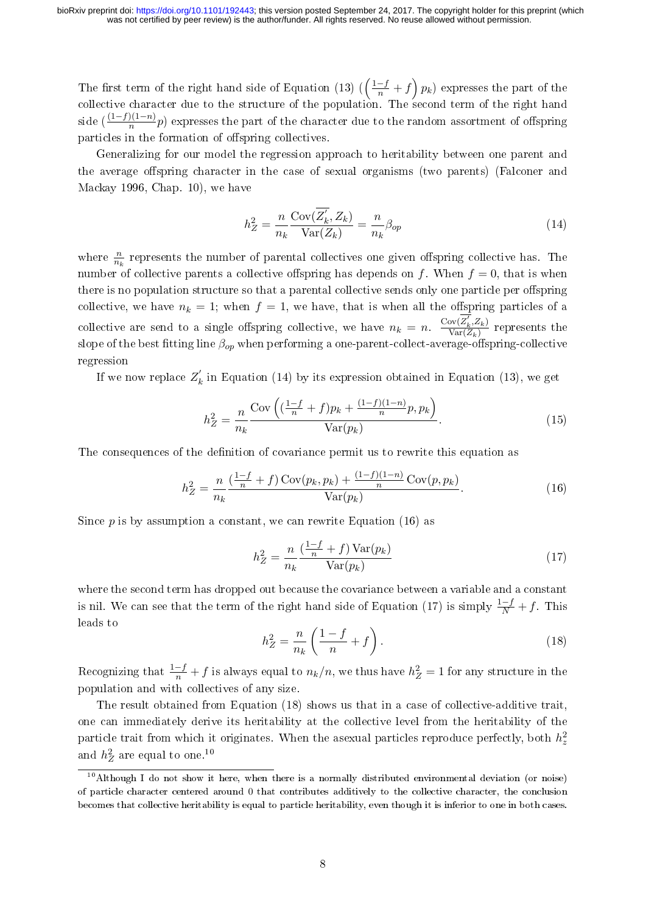The first term of the right hand side of Equation (13) ($\left(\frac{1-f}{n} + f\right) p_k$) expresses the part of the collective character due to the structure of the population. The second term of the right hand side ($\frac{(1-f)(1-n)}{n} p$) expresses the part of the character due to the random assortment of offspring particles in the formation of offspring collectives.

Generalizing for our model the regression approach to heritability between one parent and the average offspring character in the case of sexual organisms (two parents) (Falconer and Mackay 1996, Chap. 10), we have

$$h_Z^2 = \frac{n}{n_k} \frac{\operatorname{Cov}(\overline{Z_k'}, Z_k)}{\operatorname{Var}(Z_k)} = \frac{n}{n_k} \beta_{op} \tag{14}$$

where $\frac{n}{n_k}$ represents the number of parental collectives one given offspring collective has. The number of collective parents a collective offspring has depends on $f$. When $f = 0$, that is when there is no population structure so that a parental collective sends only one particle per offspring collective, we have $n_k = 1$; when $f = 1$, we have, that is when all the offspring particles of a collective are send to a single offspring collective, we have $n_k = n$. $\frac{\operatorname{Cov}(\overline{Z_k'}, Z_k)}{\operatorname{Var}(Z_k)}$ represents the slope of the best fitting line $\beta_{op}$ when performing a one-parent-collect-average-offspring-collective regression

If we now replace $Z_k'$ in Equation (14) by its expression obtained in Equation (13), we get

$$h_Z^2 = \frac{n}{n_k} \frac{\operatorname{Cov}\left( (\frac{1-f}{n} + f) p_k + \frac{(1-f)(1-n)}{n} p, p_k \right)}{\operatorname{Var}(p_k)}. \tag{15}$$

The consequences of the definition of covariance permit us to rewrite this equation as

$$h_Z^2 = \frac{n}{n_k} \frac{(\frac{1-f}{n} + f) \operatorname{Cov}(p_k, p_k) + \frac{(1-f)(1-n)}{n} \operatorname{Cov}(p, p_k)}{\operatorname{Var}(p_k)}. \tag{16}$$

Since $p$ is by assumption a constant, we can rewrite Equation (16) as

$$h_Z^2 = \frac{n}{n_k} \frac{(\frac{1-f}{n} + f) \operatorname{Var}(p_k)}{\operatorname{Var}(p_k)} \tag{17}$$

where the second term has dropped out because the covariance between a variable and a constant is nil. We can see that the term of the right hand side of Equation (17) is simply $\frac{1-f}{N} + f$. This leads to

$$h_Z^2 = \frac{n}{n_k} \left( \frac{1-f}{n} + f \right). \tag{18}$$

Recognizing that $\frac{1-f}{n} + f$ is always equal to $n_k/n$, we thus have $h_Z^2 = 1$ for any structure in the population and with collectives of any size.

The result obtained from Equation (18) shows us that in a case of collective-additive trait, one can immediately derive its heritability at the collective level from the heritability of the particle trait from which it originates. When the asexual particles reproduce perfectly, both $h_z^2$ and $h_Z^2$ are equal to one.[10]

[10] Although I do not show it here, when there is a normally distributed environmental deviation (or noise) of particle character centered around 0 that contributes additively to the collective character, the conclusion becomes that collective heritability is equal to particle heritability, even though it is inferior to one in both cases.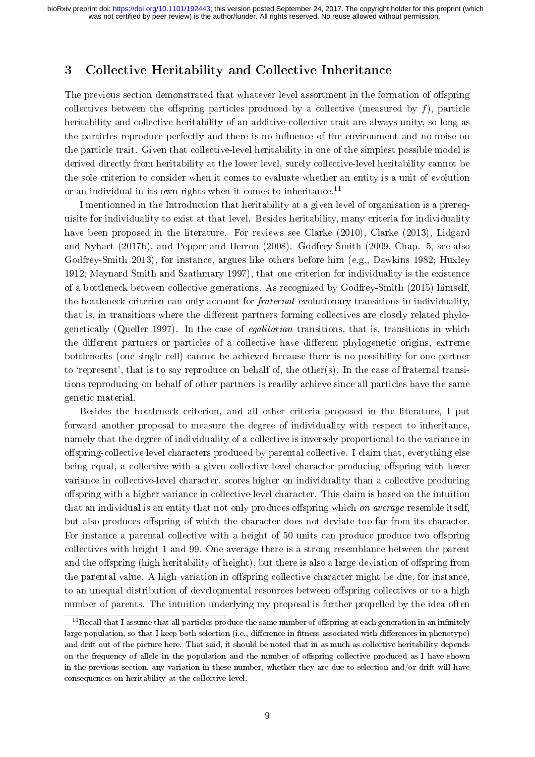## 3 Collective Heritability and Collective Inheritance

The previous section demonstrated that whatever level assortment in the formation of offspring collectives between the offspring particles produced by a collective (measured by $f$), particle heritability and collective heritability of an additive-collective trait are always unity, so long as the particles reproduce perfectly and there is no influence of the environment and no noise on the particle trait. Given that collective-level heritability in one of the simplest possible model is derived directly from heritability at the lower level, surely collective-level heritability cannot be the sole criterion to consider when it comes to evaluate whether an entity is a unit of evolution or an individual in its own rights when it comes to inheritance.[11]

I mentionned in the Introduction that heritability at a given level of organisation is a prerequisite for individuality to exist at that level. Besides heritability, many criteria for individuality have been proposed in the literature. For reviews see Clarke (2010), Clarke (2013), Lidgard and Nyhart (2017b), and Pepper and Herron (2008). Godfrey-Smith (2009, Chap. 5, see also Godfrey-Smith 2013), for instance, argues like others before him (e.g., Dawkins 1982; Huxley 1912; Maynard Smith and Szathmary 1997), that one criterion for individuality is the existence of a bottleneck between collective generations. As recognized by Godfrey-Smith (2015) himself, the bottleneck criterion can only account for *fraternal* evolutionary transitions in individuality, that is, in transitions where the different partners forming collectives are closely related phylogenetically (Queller 1997). In the case of *egalitarian* transitions, that is, transitions in which the different partners or particles of a collective have different phylogenetic origins, extreme bottlenecks (one single cell) cannot be achieved because there is no possibility for one partner to 'represent', that is to say reproduce on behalf of, the other(s). In the case of fraternal transitions reproducing on behalf of other partners is readily achieve since all particles have the same genetic material.

Besides the bottleneck criterion, and all other criteria proposed in the literature, I put forward another proposal to measure the degree of individuality with respect to inheritance, namely that the degree of individuality of a collective is inversely proportional to the variance in offspring-collective level characters produced by parental collective. I claim that, everything else being equal, a collective with a given collective-level character producing offspring with lower variance in collective-level character, scores higher on individuality than a collective producing offspring with a higher variance in collective-level character. This claim is based on the intuition that an individual is an entity that not only produces offspring which *on average* resemble itself, but also produces offspring of which the character does not deviate too far from its character. For instance a parental collective with a height of 50 units can produce produce two offspring collectives with height 1 and 99. One average there is a strong resemblance between the parent and the offspring (high heritability of height), but there is also a large deviation of offspring from the parental value. A high variation in offspring collective character might be due, for instance, to an unequal distribution of developmental resources between offspring collectives or to a high number of parents. The intuition underlying my proposal is further propelled by the idea often

[11] Recall that I assume that all particles produce the same number of offspring at each generation in an infinitely large population, so that I keep both selection (i.e., difference in fitness associated with differences in phenotype) and drift out of the picture here. That said, it should be noted that in as much as collective heritability depends on the frequency of allele in the population and the number of offspring collective produced as I have shown in the previous section, any variation in these number, whether they are due to selection and/or drift will have consequences on heritability at the collective level.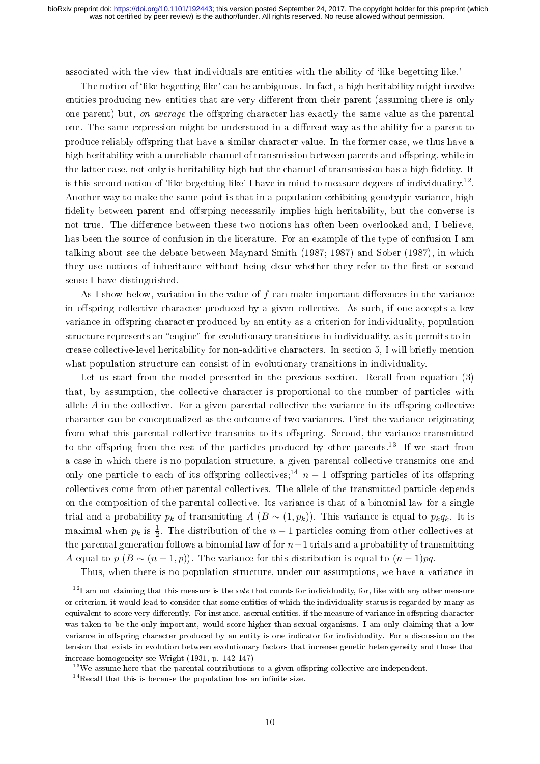associated with the view that individuals are entities with the ability of 'like begetting like.'

The notion of 'like begetting like' can be ambiguous. In fact, a high heritability might involve entities producing new entities that are very different from their parent (assuming there is only one parent) but, *on average* the offspring character has exactly the same value as the parental one. The same expression might be understood in a different way as the ability for a parent to produce reliably offspring that have a similar character value. In the former case, we thus have a high heritability with a unreliable channel of transmission between parents and offspring, while in the latter case, not only is heritability high but the channel of transmission has a high fidelity. It is this second notion of 'like begetting like' I have in mind to measure degrees of individuality.[12]. Another way to make the same point is that in a population exhibiting genotypic variance, high fidelity between parent and offsrping necessarily implies high heritability, but the converse is not true. The difference between these two notions has often been overlooked and, I believe, has been the source of confusion in the literature. For an example of the type of confusion I am talking about see the debate between Maynard Smith (1987; 1987) and Sober (1987), in which they use notions of inheritance without being clear whether they refer to the first or second sense I have distinguished.

As I show below, variation in the value of $f$ can make important differences in the variance in offspring collective character produced by a given collective. As such, if one accepts a low variance in offspring character produced by an entity as a criterion for individuality, population structure represents an "engine" for evolutionary transitions in individuality, as it permits to increase collective-level heritability for non-additive characters. In section 5, I will briefly mention what population structure can consist of in evolutionary transitions in individuality.

Let us start from the model presented in the previous section. Recall from equation (3) that, by assumption, the collective character is proportional to the number of particles with allele $A$ in the collective. For a given parental collective the variance in its offspring collective character can be conceptualized as the outcome of two variances. First the variance originating from what this parental collective transmits to its offspring. Second, the variance transmitted to the offspring from the rest of the particles produced by other parents.[13] If we start from a case in which there is no population structure, a given parental collective transmits one and only one particle to each of its offspring collectives;[14] $n-1$ offspring particles of its offspring collectives come from other parental collectives. The allele of the transmitted particle depends on the composition of the parental collective. Its variance is that of a binomial law for a single trial and a probability $p_k$ of transmitting $A$ ($B \sim (1, p_k)$). This variance is equal to $p_k q_k$. It is maximal when $p_k$ is $\frac{1}{2}$. The distribution of the $n-1$ particles coming from other collectives at the parental generation follows a binomial law of for $n-1$ trials and a probability of transmitting $A$ equal to $p$ ($B \sim (n-1, p)$). The variance for this distribution is equal to $(n-1)pq$.

Thus, when there is no population structure, under our assumptions, we have a variance in

---

[12] I am not claiming that this measure is the *sole* that counts for individuality, for, like with any other measure or criterion, it would lead to consider that some entities of which the individuality status is regarded by many as equivalent to score very differently. For instance, asexual entities, if the measure of variance in offspring character was taken to be the only important, would score higher than sexual organisms. I am only claiming that a low variance in offspring character produced by an entity is one indicator for individuality. For a discussion on the tension that exists in evolution between evolutionary factors that increase genetic heterogeneity and those that increase homogeneity see Wright (1931, p. 142-147)

[13] We assume here that the parental contributions to a given offspring collective are independent.

[14] Recall that this is because the population has an infinite size.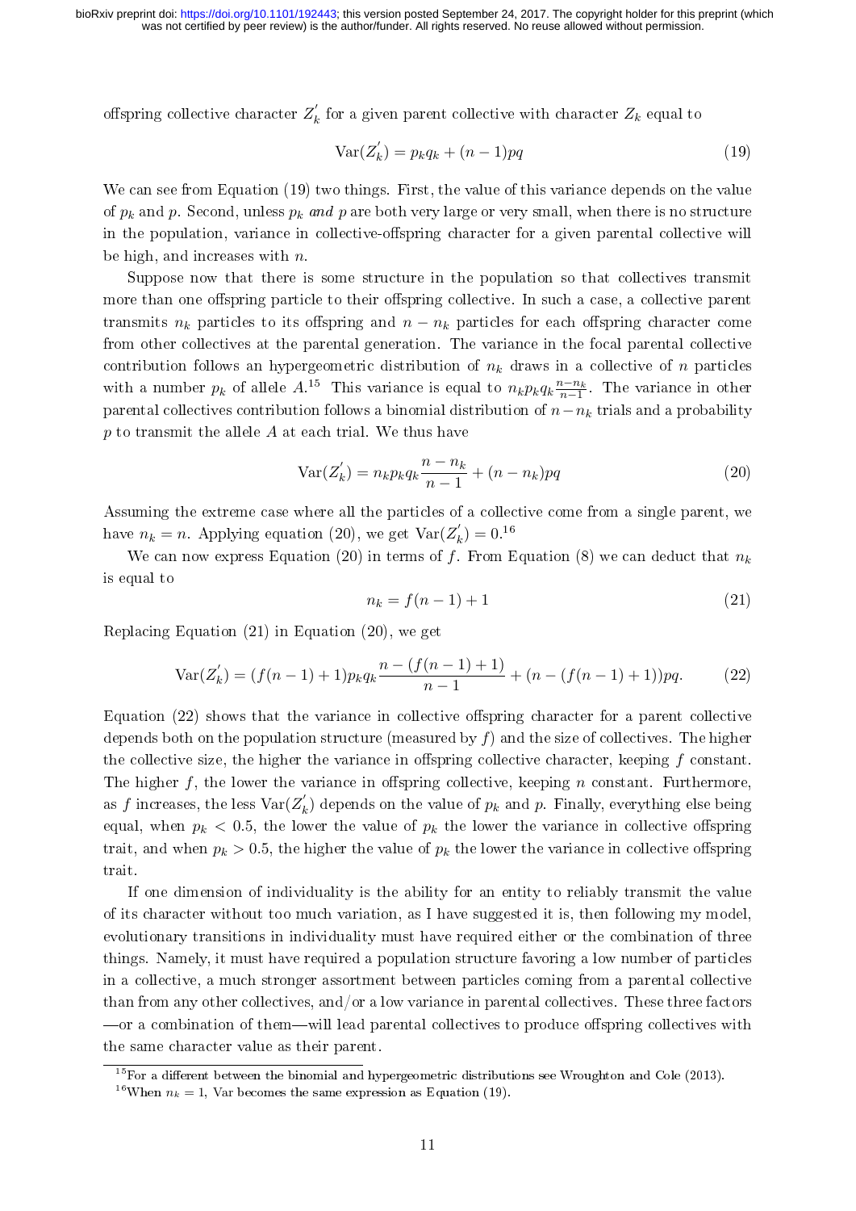offspring collective character $Z_k^{'}$ for a given parent collective with character $Z_k$ equal to

$$\mathrm{Var}(Z_k^{'}) = p_k q_k + (n-1)pq \tag{19}$$

We can see from Equation (19) two things. First, the value of this variance depends on the value of $p_k$ and $p$. Second, unless $p_k$ *and* $p$ are both very large or very small, when there is no structure in the population, variance in collective-offspring character for a given parental collective will be high, and increases with $n$.

Suppose now that there is some structure in the population so that collectives transmit more than one offspring particle to their offspring collective. In such a case, a collective parent transmits $n_k$ particles to its offspring and $n - n_k$ particles for each offspring character come from other collectives at the parental generation. The variance in the focal parental collective contribution follows an hypergeometric distribution of $n_k$ draws in a collective of $n$ particles with a number $p_k$ of allele $A$.[15] This variance is equal to $n_k p_k q_k \frac{n-n_k}{n-1}$. The variance in other parental collectives contribution follows a binomial distribution of $n - n_k$ trials and a probability $p$ to transmit the allele $A$ at each trial. We thus have

$$\mathrm{Var}(Z_k^{'}) = n_k p_k q_k \frac{n-n_k}{n-1} + (n-n_k)pq \tag{20}$$

Assuming the extreme case where all the particles of a collective come from a single parent, we have $n_k = n$. Applying equation (20), we get $\mathrm{Var}(Z_k^{'}) = 0$.[16]

We can now express Equation (20) in terms of $f$. From Equation (8) we can deduct that $n_k$ is equal to

$$n_k = f(n-1) + 1 \tag{21}$$

Replacing Equation (21) in Equation (20), we get

$$\mathrm{Var}(Z_k^{'}) = (f(n-1)+1)p_k q_k \frac{n-(f(n-1)+1)}{n-1} + (n-(f(n-1)+1))pq. \tag{22}$$

Equation (22) shows that the variance in collective offspring character for a parent collective depends both on the population structure (measured by $f$) and the size of collectives. The higher the collective size, the higher the variance in offspring collective character, keeping $f$ constant. The higher $f$, the lower the variance in offspring collective, keeping $n$ constant. Furthermore, as $f$ increases, the less $\mathrm{Var}(Z_k^{'})$ depends on the value of $p_k$ and $p$. Finally, everything else being equal, when $p_k < 0.5$, the lower the value of $p_k$ the lower the variance in collective offspring trait, and when $p_k > 0.5$, the higher the value of $p_k$ the lower the variance in collective offspring trait.

If one dimension of individuality is the ability for an entity to reliably transmit the value of its character without too much variation, as I have suggested it is, then following my model, evolutionary transitions in individuality must have required either or the combination of three things. Namely, it must have required a population structure favoring a low number of particles in a collective, a much stronger assortment between particles coming from a parental collective than from any other collectives, and/or a low variance in parental collectives. These three factors —or a combination of them—will lead parental collectives to produce offspring collectives with the same character value as their parent.

[15] For a different between the binomial and hypergeometric distributions see Wroughton and Cole (2013).

[16] When $n_k = 1$, Var becomes the same expression as Equation (19).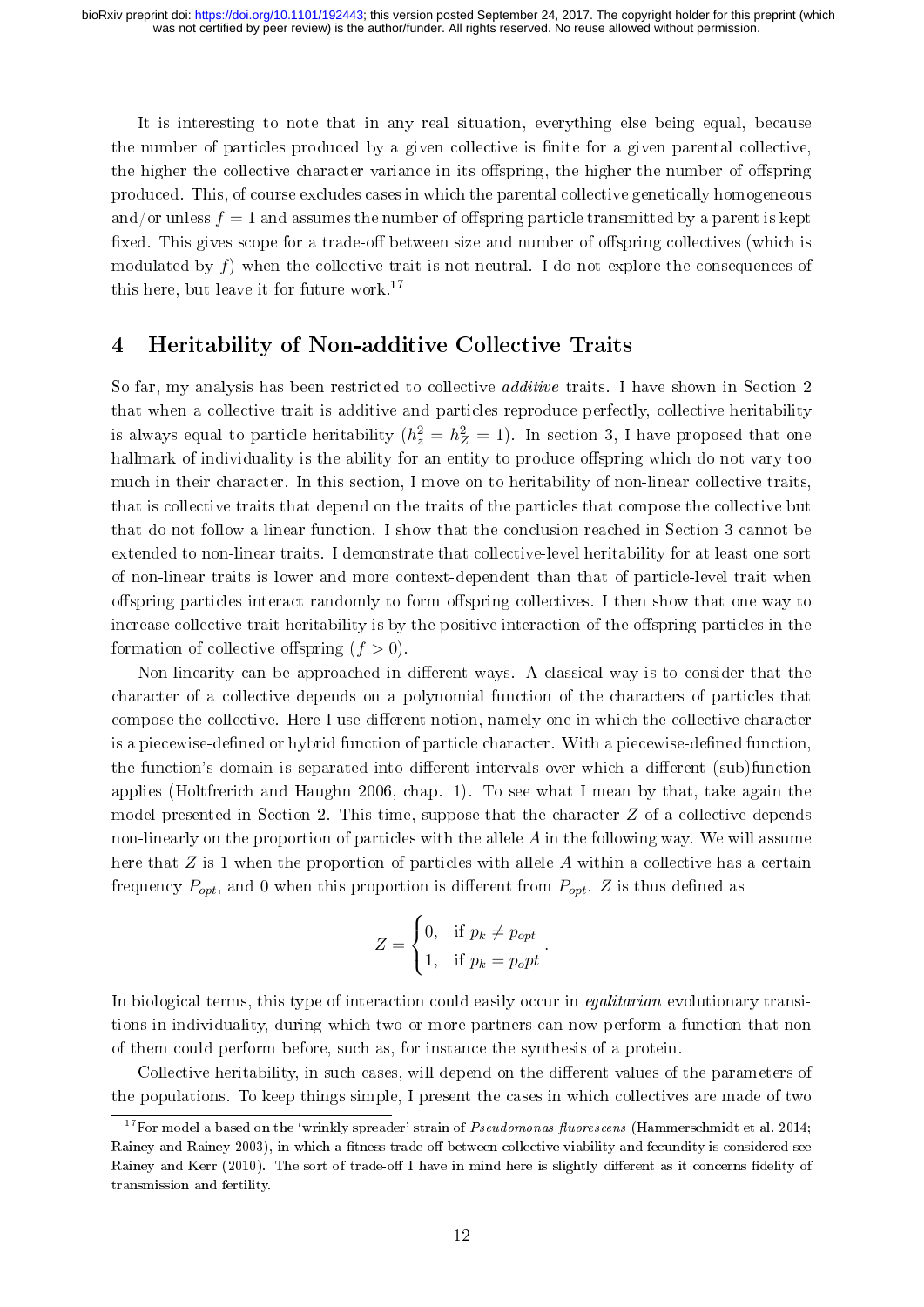It is interesting to note that in any real situation, everything else being equal, because the number of particles produced by a given collective is finite for a given parental collective, the higher the collective character variance in its offspring, the higher the number of offspring produced. This, of course excludes cases in which the parental collective genetically homogeneous and/or unless $f = 1$ and assumes the number of offspring particle transmitted by a parent is kept fixed. This gives scope for a trade-off between size and number of offspring collectives (which is modulated by $f$) when the collective trait is not neutral. I do not explore the consequences of this here, but leave it for future work.[17]

## 4 Heritability of Non-additive Collective Traits

So far, my analysis has been restricted to collective *additive* traits. I have shown in Section 2 that when a collective trait is additive and particles reproduce perfectly, collective heritability is always equal to particle heritability ($h_z^2 = h_Z^2 = 1$). In section 3, I have proposed that one hallmark of individuality is the ability for an entity to produce offspring which do not vary too much in their character. In this section, I move on to heritability of non-linear collective traits, that is collective traits that depend on the traits of the particles that compose the collective but that do not follow a linear function. I show that the conclusion reached in Section 3 cannot be extended to non-linear traits. I demonstrate that collective-level heritability for at least one sort of non-linear traits is lower and more context-dependent than that of particle-level trait when offspring particles interact randomly to form offspring collectives. I then show that one way to increase collective-trait heritability is by the positive interaction of the offspring particles in the formation of collective offspring ($f > 0$).

Non-linearity can be approached in different ways. A classical way is to consider that the character of a collective depends on a polynomial function of the characters of particles that compose the collective. Here I use different notion, namely one in which the collective character is a piecewise-defined or hybrid function of particle character. With a piecewise-defined function, the function's domain is separated into different intervals over which a different (sub)function applies (Holtfrerich and Haughn 2006, chap. 1). To see what I mean by that, take again the model presented in Section 2. This time, suppose that the character $Z$ of a collective depends non-linearly on the proportion of particles with the allele $A$ in the following way. We will assume here that $Z$ is 1 when the proportion of particles with allele $A$ within a collective has a certain frequency $P_{opt}$, and 0 when this proportion is different from $P_{opt}$. $Z$ is thus defined as

$$Z = \begin{cases} 0, & \text{if } p_k \neq p_{opt} \\ 1, & \text{if } p_k = p_opt \end{cases}.$$

In biological terms, this type of interaction could easily occur in *egalitarian* evolutionary transitions in individuality, during which two or more partners can now perform a function that non of them could perform before, such as, for instance the synthesis of a protein.

Collective heritability, in such cases, will depend on the different values of the parameters of the populations. To keep things simple, I present the cases in which collectives are made of two

[17] For model a based on the 'wrinkly spreader' strain of *Pseudomonas fluorescens* (Hammerschmidt et al. 2014; Rainey and Rainey 2003), in which a fitness trade-off between collective viability and fecundity is considered see Rainey and Kerr (2010). The sort of trade-off I have in mind here is slightly different as it concerns fidelity of transmission and fertility.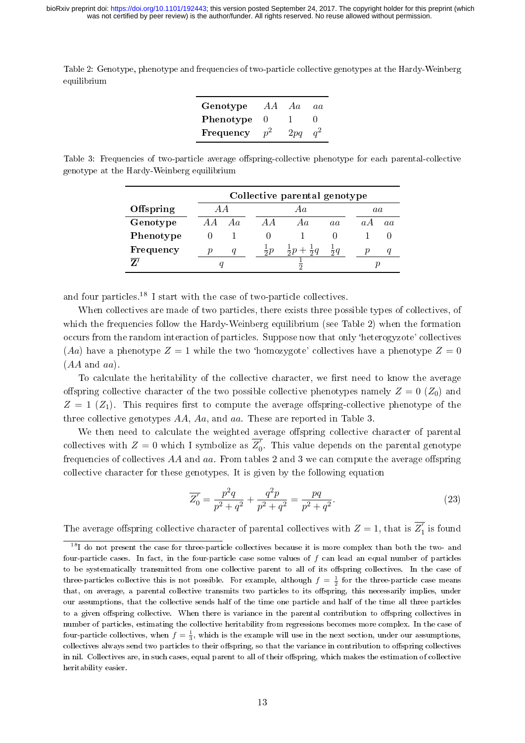Table 2: Genotype, phenotype and frequencies of two-particle collective genotypes at the Hardy-Weinberg equilibrium

| **Genotype** | $AA$ | $Aa$ | $aa$ |
|---|---|---|---|
| **Phenotype** | 0 | 1 | 0 |
| **Frequency** | $p^2$ | $2pq$ | $q^2$ |

Table 3: Frequencies of two-particle average offspring-collective phenotype for each parental-collective genotype at the Hardy-Weinberg equilibrium

| | **Collective parental genotype** | | | | | | |
|---|---|---|---|---|---|---|---|
| **Offspring** | $AA$ | | $Aa$ | | | $aa$ | |
| **Genotype** | $AA$ | $Aa$ | $AA$ | $Aa$ | $aa$ | $aA$ | $aa$ |
| **Phenotype** | 0 | 1 | 0 | 1 | 0 | 1 | 0 |
| **Frequency** | $p$ | $q$ | $\frac{1}{2}p$ | $\frac{1}{2}p+\frac{1}{2}q$ | $\frac{1}{2}q$ | $p$ | $q$ |
| $\overline{\mathbf{Z}'}$ | $q$ | | $\frac{1}{2}$ | | | $p$ | |

and four particles.[18] I start with the case of two-particle collectives.

When collectives are made of two particles, there exists three possible types of collectives, of which the frequencies follow the Hardy-Weinberg equilibrium (see Table 2) when the formation occurs from the random interaction of particles. Suppose now that only 'heterogyzote' collectives ($Aa$) have a phenotype $Z = 1$ while the two 'homozygote' collectives have a phenotype $Z = 0$ ($AA$ and $aa$).

To calculate the heritability of the collective character, we first need to know the average offspring collective character of the two possible collective phenotypes namely $Z = 0$ ($Z_0$) and $Z = 1$ ($Z_1$). This requires first to compute the average offspring-collective phenotype of the three collective genotypes $AA$, $Aa$, and $aa$. These are reported in Table 3.

We then need to calculate the weighted average offspring collective character of parental collectives with $Z = 0$ which I symbolize as $\overline{Z_0'}$. This value depends on the parental genotype frequencies of collectives $AA$ and $aa$. From tables 2 and 3 we can compute the average offspring collective character for these genotypes. It is given by the following equation

$$\overline{Z_0'} = \frac{p^2q}{p^2+q^2} + \frac{q^2p}{p^2+q^2} = \frac{pq}{p^2+q^2}. \tag{23}$$

The average offspring collective character of parental collectives with $Z = 1$, that is $\overline{Z_1'}$ is found

[18] I do not present the case for three-particle collectives because it is more complex than both the two- and four-particle cases. In fact, in the four-particle case some values of $f$ can lead an equal number of particles to be systematically transmitted from one collective parent to all of its offspring collectives. In the case of three-particles collective this is not possible. For example, although $f = \frac{1}{2}$ for the three-particle case means that, on average, a parental collective transmits two particles to its offspring, this necessarily implies, under our assumptions, that the collective sends half of the time one particle and half of the time all three particles to a given offspring collective. When there is variance in the parental contribution to offspring collectives in number of particles, estimating the collective heritability from regressions becomes more complex. In the case of four-particle collectives, when $f = \frac{1}{3}$, which is the example will use in the next section, under our assumptions, collectives always send two particles to their offspring, so that the variance in contribution to offspring collectives in nil. Collectives are, in such cases, equal parent to all of their offspring, which makes the estimation of collective heritability easier.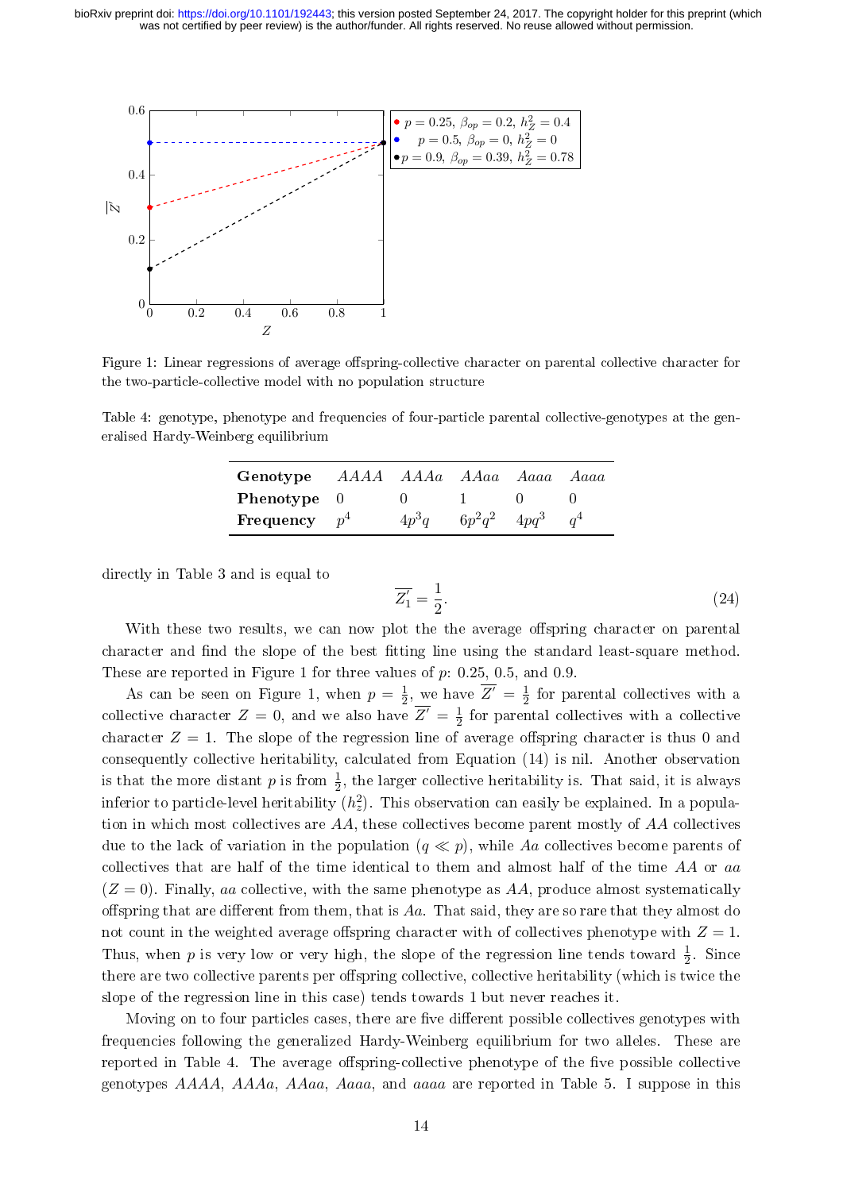Figure 1: Linear regressions of average offspring-collective character on parental collective character for the two-particle-collective model with no population structure

Table 4: genotype, phenotype and frequencies of four-particle parental collective-genotypes at the generalised Hardy-Weinberg equilibrium

| **Genotype** | $AAAA$ | $AAAa$ | $AAaa$ | $Aaaa$ | $Aaaa$ |
|---|---|---|---|---|---|
| **Phenotype** | 0 | 0 | 1 | 0 | 0 |
| **Frequency** | $p^4$ | $4p^3q$ | $6p^2q^2$ | $4pq^3$ | $q^4$ |

directly in Table 3 and is equal to

$$\overline{Z_1'} = \frac{1}{2}. \tag{24}$$

With these two results, we can now plot the the average offspring character on parental character and find the slope of the best fitting line using the standard least-square method. These are reported in Figure 1 for three values of $p$: 0.25, 0.5, and 0.9.

As can be seen on Figure 1, when $p = \frac{1}{2}$, we have $\overline{Z'} = \frac{1}{2}$ for parental collectives with a collective character $Z = 0$, and we also have $\overline{Z'} = \frac{1}{2}$ for parental collectives with a collective character $Z = 1$. The slope of the regression line of average offspring character is thus 0 and consequently collective heritability, calculated from Equation (14) is nil. Another observation is that the more distant $p$ is from $\frac{1}{2}$, the larger collective heritability is. That said, it is always inferior to particle-level heritability ($h_z^2$). This observation can easily be explained. In a population in which most collectives are $AA$, these collectives become parent mostly of $AA$ collectives due to the lack of variation in the population ($q \ll p$), while $Aa$ collectives become parents of collectives that are half of the time identical to them and almost half of the time $AA$ or $aa$ ($Z = 0$). Finally, $aa$ collective, with the same phenotype as $AA$, produce almost systematically offspring that are different from them, that is $Aa$. That said, they are so rare that they almost do not count in the weighted average offspring character with of collectives phenotype with $Z = 1$. Thus, when $p$ is very low or very high, the slope of the regression line tends toward $\frac{1}{2}$. Since there are two collective parents per offspring collective, collective heritability (which is twice the slope of the regression line in this case) tends towards 1 but never reaches it.

Moving on to four particles cases, there are five different possible collectives genotypes with frequencies following the generalized Hardy-Weinberg equilibrium for two alleles. These are reported in Table 4. The average offspring-collective phenotype of the five possible collective genotypes $AAAA$, $AAAa$, $AAaa$, $Aaaa$, and $aaaa$ are reported in Table 5. I suppose in this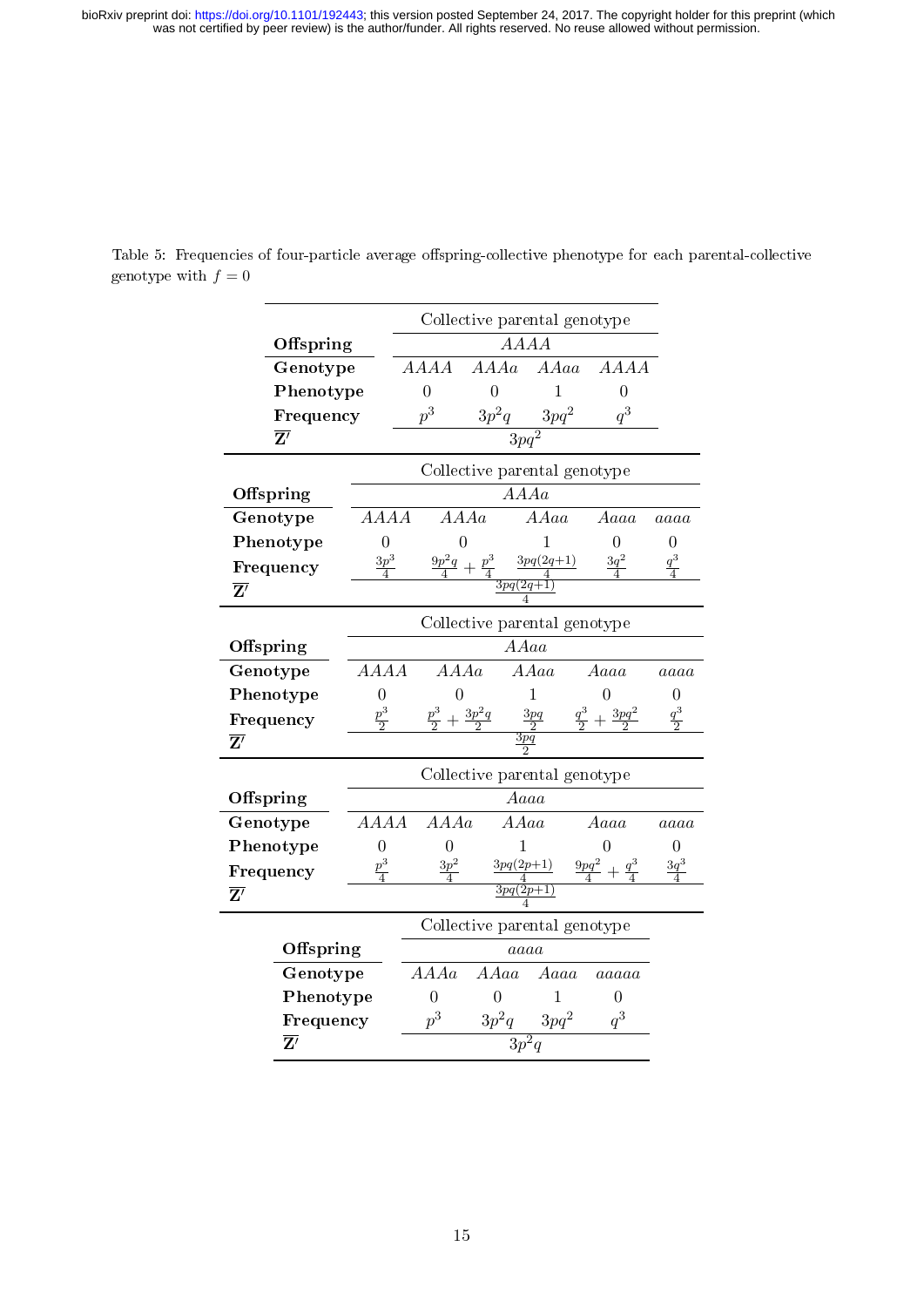Table 5: Frequencies of four-particle average offspring-collective phenotype for each parental-collective genotype with $f = 0$

| | Collective parental genotype | | | |
|---|---|---|---|---|
| **Offspring** | $AAAA$ | | | |
| **Genotype** | $AAAA$ | $AAAa$ | $AAaa$ | $AAAA$ |
| **Phenotype** | 0 | 0 | 1 | 0 |
| **Frequency** | $p^3$ | $3p^2q$ | $3pq^2$ | $q^3$ |
| $\overline{\mathbf{Z}'}$ | $3pq^2$ | | | |

| | Collective parental genotype | | | | |
|---|---|---|---|---|---|
| **Offspring** | $AAAa$ | | | | |
| **Genotype** | $AAAA$ | $AAAa$ | $AAaa$ | $Aaaa$ | $aaaa$ |
| **Phenotype** | 0 | 0 | 1 | 0 | 0 |
| **Frequency** | $\frac{3p^3}{4}$ | $\frac{9p^2q}{4} + \frac{p^3}{4}$ | $\frac{3pq(2q+1)}{4}$ | $\frac{3q^2}{4}$ | $\frac{q^3}{4}$ |
| $\overline{\mathbf{Z}'}$ | $\frac{3pq(2q+1)}{4}$ | | | | |

| | Collective parental genotype | | | | |
|---|---|---|---|---|---|
| **Offspring** | $AAaa$ | | | | |
| **Genotype** | $AAAA$ | $AAAa$ | $AAaa$ | $Aaaa$ | $aaaa$ |
| **Phenotype** | 0 | 0 | 1 | 0 | 0 |
| **Frequency** | $\frac{p^3}{2}$ | $\frac{p^3}{2} + \frac{3p^2q}{2}$ | $\frac{3pq}{2}$ | $\frac{q^3}{2} + \frac{3pq^2}{2}$ | $\frac{q^3}{2}$ |
| $\overline{\mathbf{Z}'}$ | $\frac{3pq}{2}$ | | | | |

| | Collective parental genotype | | | | |
|---|---|---|---|---|---|
| **Offspring** | $Aaaa$ | | | | |
| **Genotype** | $AAAA$ | $AAAa$ | $AAaa$ | $Aaaa$ | $aaaa$ |
| **Phenotype** | 0 | 0 | 1 | 0 | 0 |
| **Frequency** | $\frac{p^3}{4}$ | $\frac{3p^2}{4}$ | $\frac{3pq(2p+1)}{4}$ | $\frac{9pq^2}{4} + \frac{q^3}{4}$ | $\frac{3q^3}{4}$ |
| $\overline{\mathbf{Z}'}$ | $\frac{3pq(2p+1)}{4}$ | | | | |

| | Collective parental genotype | | | |
|---|---|---|---|---|
| **Offspring** | $aaaa$ | | | |
| **Genotype** | $AAAa$ | $AAaa$ | $Aaaa$ | $aaaaa$ |
| **Phenotype** | 0 | 0 | 1 | 0 |
| **Frequency** | $p^3$ | $3p^2q$ | $3pq^2$ | $q^3$ |
| $\overline{\mathbf{Z}'}$ | $3p^2q$ | | | |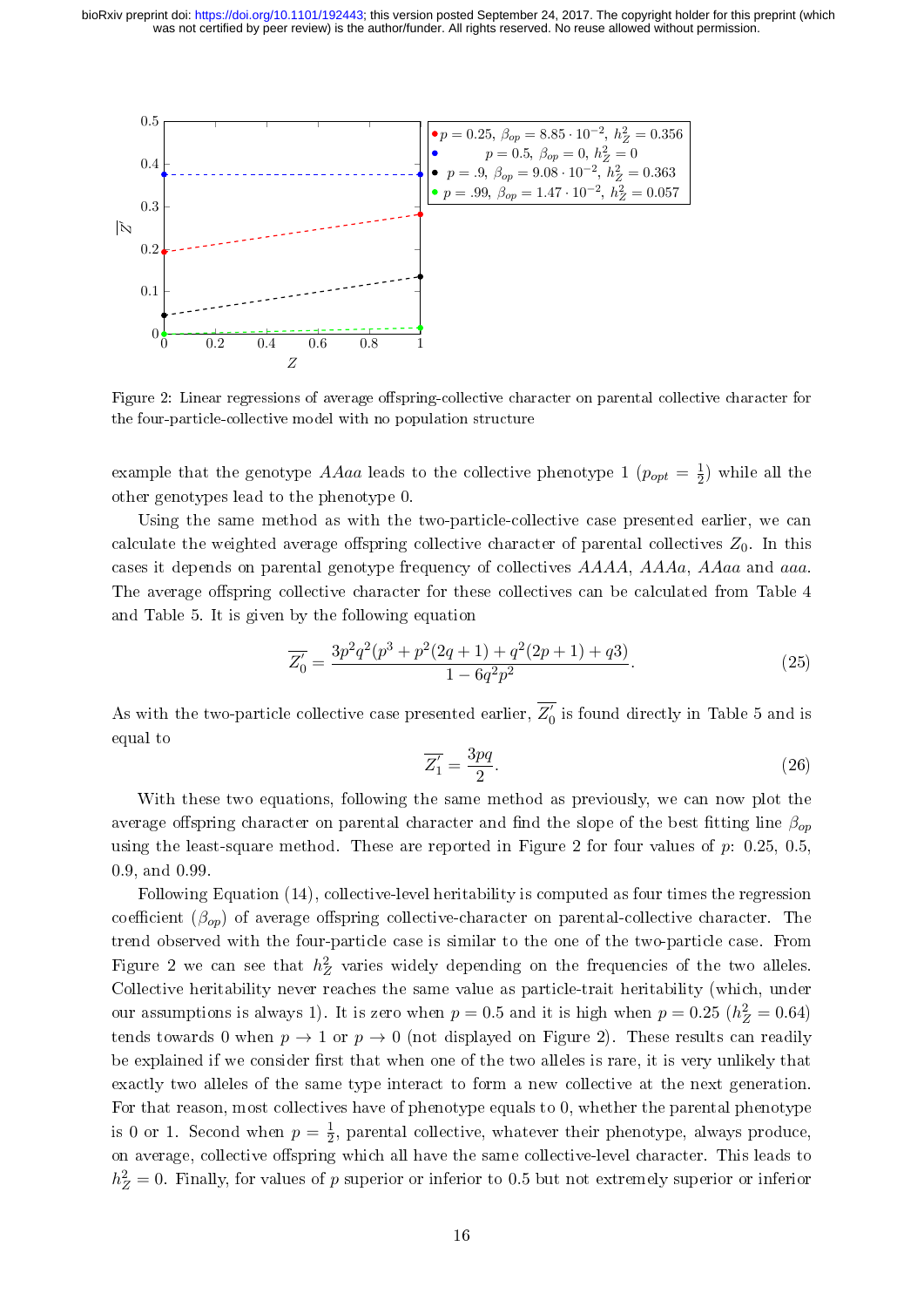Figure 2: Linear regressions of average offspring-collective character on parental collective character for the four-particle-collective model with no population structure

example that the genotype $AAaa$ leads to the collective phenotype 1 ($p_{opt} = \frac{1}{2}$) while all the other genotypes lead to the phenotype 0.

Using the same method as with the two-particle-collective case presented earlier, we can calculate the weighted average offspring collective character of parental collectives $Z_0$. In this cases it depends on parental genotype frequency of collectives $AAAA$, $AAAa$, $AAaa$ and $aaa$. The average offspring collective character for these collectives can be calculated from Table 4 and Table 5. It is given by the following equation

$$\overline{Z_0'} = \frac{3p^2q^2(p^3 + p^2(2q+1) + q^2(2p+1) + q3)}{1 - 6q^2p^2}. \tag{25}$$

As with the two-particle collective case presented earlier, $\overline{Z_0'}$ is found directly in Table 5 and is equal to

$$\overline{Z_1'} = \frac{3pq}{2}. \tag{26}$$

With these two equations, following the same method as previously, we can now plot the average offspring character on parental character and find the slope of the best fitting line $\beta_{op}$ using the least-square method. These are reported in Figure 2 for four values of $p$: 0.25, 0.5, 0.9, and 0.99.

Following Equation (14), collective-level heritability is computed as four times the regression coefficient ($\beta_{op}$) of average offspring collective-character on parental-collective character. The trend observed with the four-particle case is similar to the one of the two-particle case. From Figure 2 we can see that $h_Z^2$ varies widely depending on the frequencies of the two alleles. Collective heritability never reaches the same value as particle-trait heritability (which, under our assumptions is always 1). It is zero when $p = 0.5$ and it is high when $p = 0.25$ ($h_Z^2 = 0.64$) tends towards 0 when $p \to 1$ or $p \to 0$ (not displayed on Figure 2). These results can readily be explained if we consider first that when one of the two alleles is rare, it is very unlikely that exactly two alleles of the same type interact to form a new collective at the next generation. For that reason, most collectives have of phenotype equals to 0, whether the parental phenotype is 0 or 1. Second when $p = \frac{1}{2}$, parental collective, whatever their phenotype, always produce, on average, collective offspring which all have the same collective-level character. This leads to $h_Z^2 = 0$. Finally, for values of $p$ superior or inferior to 0.5 but not extremely superior or inferior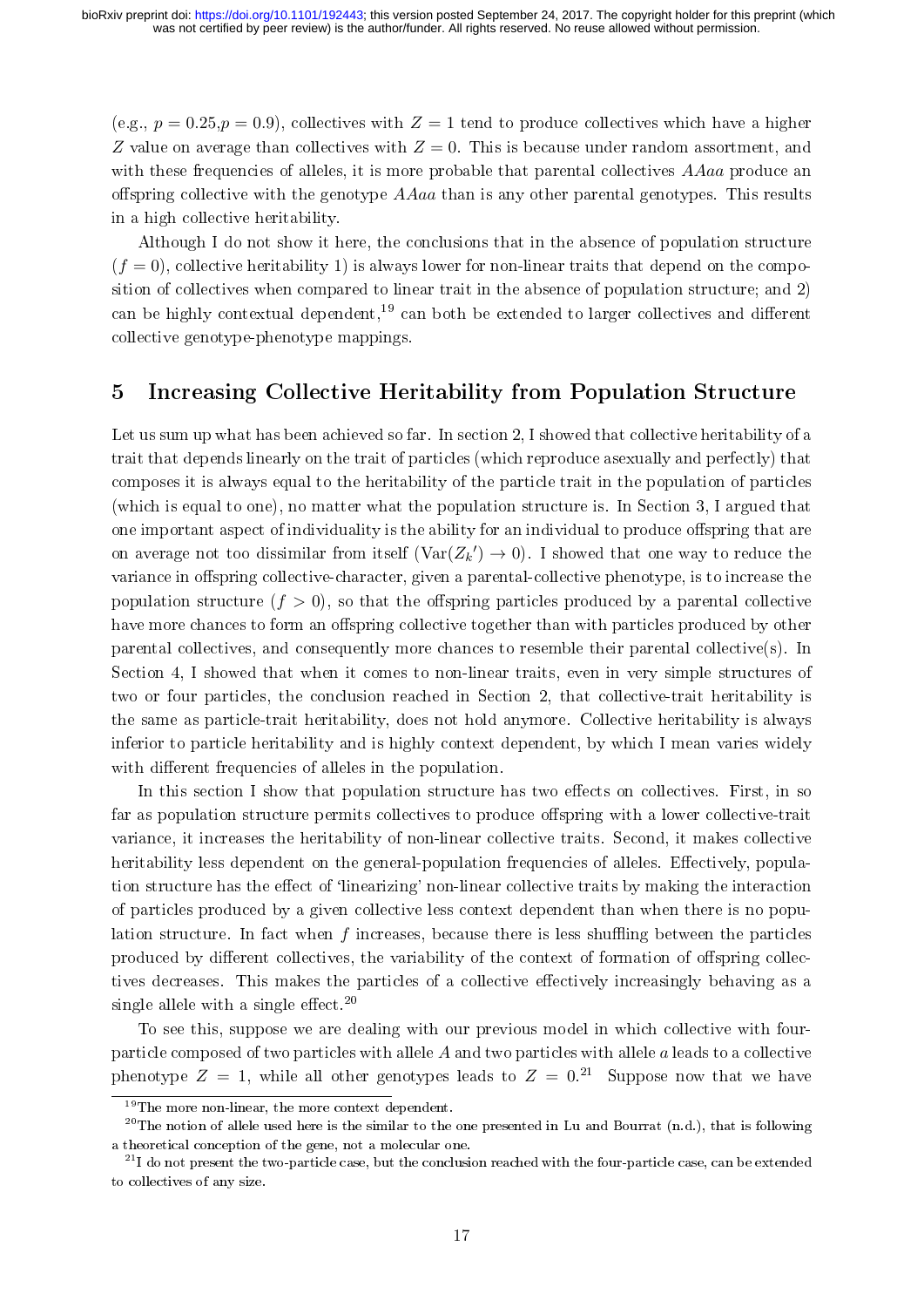(e.g., $p = 0.25$,$p = 0.9$), collectives with $Z = 1$ tend to produce collectives which have a higher $Z$ value on average than collectives with $Z = 0$. This is because under random assortment, and with these frequencies of alleles, it is more probable that parental collectives $AAaa$ produce an offspring collective with the genotype $AAaa$ than is any other parental genotypes. This results in a high collective heritability.

Although I do not show it here, the conclusions that in the absence of population structure ($f = 0$), collective heritability 1) is always lower for non-linear traits that depend on the composition of collectives when compared to linear trait in the absence of population structure; and 2) can be highly contextual dependent,[19] can both be extended to larger collectives and different collective genotype-phenotype mappings.

## 5 Increasing Collective Heritability from Population Structure

Let us sum up what has been achieved so far. In section 2, I showed that collective heritability of a trait that depends linearly on the trait of particles (which reproduce asexually and perfectly) that composes it is always equal to the heritability of the particle trait in the population of particles (which is equal to one), no matter what the population structure is. In Section 3, I argued that one important aspect of individuality is the ability for an individual to produce offspring that are on average not too dissimilar from itself ($\text{Var}(Z_k{}') \to 0$). I showed that one way to reduce the variance in offspring collective-character, given a parental-collective phenotype, is to increase the population structure ($f > 0$), so that the offspring particles produced by a parental collective have more chances to form an offspring collective together than with particles produced by other parental collectives, and consequently more chances to resemble their parental collective(s). In Section 4, I showed that when it comes to non-linear traits, even in very simple structures of two or four particles, the conclusion reached in Section 2, that collective-trait heritability is the same as particle-trait heritability, does not hold anymore. Collective heritability is always inferior to particle heritability and is highly context dependent, by which I mean varies widely with different frequencies of alleles in the population.

In this section I show that population structure has two effects on collectives. First, in so far as population structure permits collectives to produce offspring with a lower collective-trait variance, it increases the heritability of non-linear collective traits. Second, it makes collective heritability less dependent on the general-population frequencies of alleles. Effectively, population structure has the effect of 'linearizing' non-linear collective traits by making the interaction of particles produced by a given collective less context dependent than when there is no population structure. In fact when $f$ increases, because there is less shuffling between the particles produced by different collectives, the variability of the context of formation of offspring collectives decreases. This makes the particles of a collective effectively increasingly behaving as a single allele with a single effect.[20]

To see this, suppose we are dealing with our previous model in which collective with four-particle composed of two particles with allele $A$ and two particles with allele $a$ leads to a collective phenotype $Z = 1$, while all other genotypes leads to $Z = 0$.[21] Suppose now that we have

[19] The more non-linear, the more context dependent.

[20] The notion of allele used here is the similar to the one presented in Lu and Bourrat (n.d.), that is following a theoretical conception of the gene, not a molecular one.

[21] I do not present the two-particle case, but the conclusion reached with the four-particle case, can be extended to collectives of any size.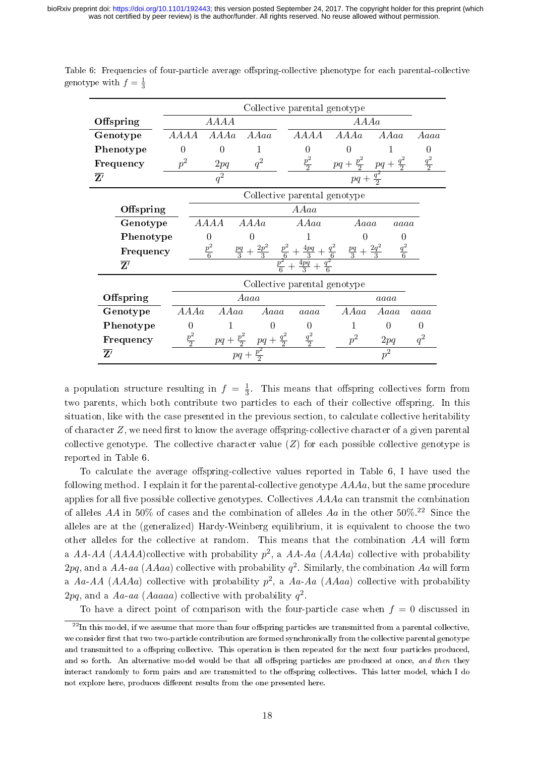Table 6: Frequencies of four-particle average offspring-collective phenotype for each parental-collective genotype with $f = \frac{1}{3}$

| | Collective parental genotype | | | | | | |
|---|---|---|---|---|---|---|---|
| **Offspring** | $AAAA$ | | | $AAAa$ | | | |
| **Genotype** | $AAAA$ | $AAAa$ | $AAaa$ | $AAAA$ | $AAAa$ | $AAaa$ | $Aaaa$ |
| **Phenotype** | 0 | 0 | 1 | 0 | 0 | 1 | 0 |
| **Frequency** | $p^2$ | $2pq$ | $q^2$ | $\frac{p^2}{2}$ | $pq + \frac{p^2}{2}$ | $pq + \frac{q^2}{2}$ | $\frac{q^2}{2}$ |
| $\overline{\mathbf{Z}'}$ | $q^2$ | | | $pq + \frac{q^2}{2}$ | | | |

| | Collective parental genotype | | | | |
|---|---|---|---|---|---|
| **Offspring** | $AAaa$ | | | | |
| **Genotype** | $AAAA$ | $AAAa$ | $AAaa$ | $Aaaa$ | $aaaa$ |
| **Phenotype** | 0 | 0 | 1 | 0 | 0 |
| **Frequency** | $\frac{p^2}{6}$ | $\frac{pq}{3} + \frac{2p^2}{3}$ | $\frac{p^2}{6} + \frac{4pq}{3} + \frac{q^2}{6}$ | $\frac{pq}{3} + \frac{2q^2}{3}$ | $\frac{q^2}{6}$ |
| $\overline{\mathbf{Z}'}$ | $\frac{p^2}{6} + \frac{4pq}{3} + \frac{q^2}{6}$ | | | | |

| | Collective parental genotype | | | | | | |
|---|---|---|---|---|---|---|---|
| **Offspring** | $Aaaa$ | | | | $aaaa$ | | |
| **Genotype** | $AAAa$ | $AAaa$ | $Aaaa$ | $aaaa$ | $AAaa$ | $Aaaa$ | $aaaa$ |
| **Phenotype** | 0 | 1 | 0 | 0 | 1 | 0 | 0 |
| **Frequency** | $\frac{p^2}{2}$ | $pq + \frac{p^2}{2}$ | $pq + \frac{q^2}{2}$ | $\frac{q^2}{2}$ | $p^2$ | $2pq$ | $q^2$ |
| $\overline{\mathbf{Z}'}$ | $pq + \frac{p^2}{2}$ | | | | $p^2$ | | |

a population structure resulting in $f = \frac{1}{3}$. This means that offspring collectives form from two parents, which both contribute two particles to each of their collective offspring. In this situation, like with the case presented in the previous section, to calculate collective heritability of character $Z$, we need first to know the average offspring-collective character of a given parental collective genotype. The collective character value ($Z$) for each possible collective genotype is reported in Table 6.

To calculate the average offspring-collective values reported in Table 6, I have used the following method. I explain it for the parental-collective genotype $AAAa$, but the same procedure applies for all five possible collective genotypes. Collectives $AAAa$ can transmit the combination of alleles $AA$ in 50% of cases and the combination of alleles $Aa$ in the other 50%.[22] Since the alleles are at the (generalized) Hardy-Weinberg equilibrium, it is equivalent to choose the two other alleles for the collective at random. This means that the combination $AA$ will form a $AA$-$AA$ ($AAAA$)collective with probability $p^2$, a $AA$-$Aa$ ($AAAa$) collective with probability $2pq$, and a $AA$-$aa$ ($AAaa$) collective with probability $q^2$. Similarly, the combination $Aa$ will form a $Aa$-$AA$ ($AAAa$) collective with probability $p^2$, a $Aa$-$Aa$ ($AAaa$) collective with probability $2pq$, and a $Aa$-$aa$ ($Aaaaa$) collective with probability $q^2$.

To have a direct point of comparison with the four-particle case when $f = 0$ discussed in

[22] In this model, if we assume that more than four offspring particles are transmitted from a parental collective, we consider first that two two-particle contribution are formed synchronically from the collective parental genotype and transmitted to a offspring collective. This operation is then repeated for the next four particles produced, and so forth. An alternative model would be that all offspring particles are produced at once, *and then* they interact randomly to form pairs and are transmitted to the offspring collectives. This latter model, which I do not explore here, produces different results from the one presented here.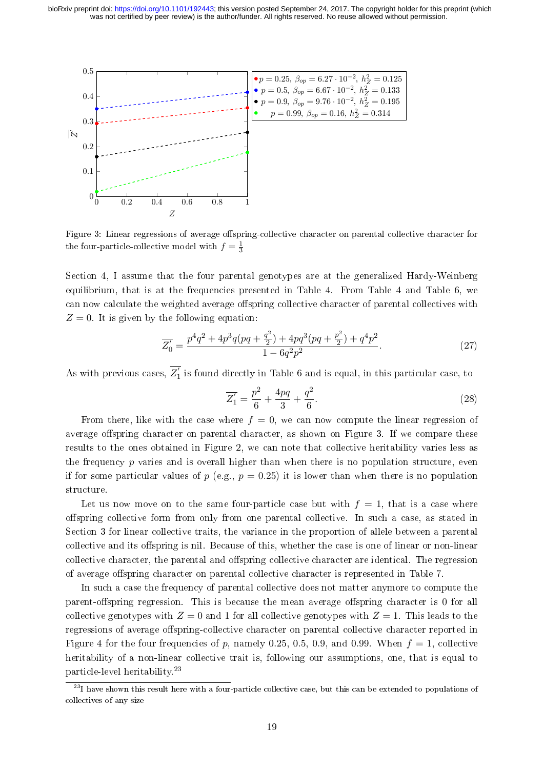Figure 3: Linear regressions of average offspring-collective character on parental collective character for the four-particle-collective model with $f = \frac{1}{3}$

Section 4, I assume that the four parental genotypes are at the generalized Hardy-Weinberg equilibrium, that is at the frequencies presented in Table 4. From Table 4 and Table 6, we can now calculate the weighted average offspring collective character of parental collectives with $Z = 0$. It is given by the following equation:

$$\overline{Z_0'} = \frac{p^4q^2 + 4p^3q(pq + \frac{q^2}{2}) + 4pq^3(pq + \frac{p^2}{2}) + q^4p^2}{1 - 6q^2p^2}. \tag{27}$$

As with previous cases, $\overline{Z_1'}$ is found directly in Table 6 and is equal, in this particular case, to

$$\overline{Z_1'} = \frac{p^2}{6} + \frac{4pq}{3} + \frac{q^2}{6}. \tag{28}$$

From there, like with the case where $f = 0$, we can now compute the linear regression of average offspring character on parental character, as shown on Figure 3. If we compare these results to the ones obtained in Figure 2, we can note that collective heritability varies less as the frequency $p$ varies and is overall higher than when there is no population structure, even if for some particular values of $p$ (e.g., $p = 0.25$) it is lower than when there is no population structure.

Let us now move on to the same four-particle case but with $f = 1$, that is a case where offspring collective form from only from one parental collective. In such a case, as stated in Section 3 for linear collective traits, the variance in the proportion of allele between a parental collective and its offspring is nil. Because of this, whether the case is one of linear or non-linear collective character, the parental and offspring collective character are identical. The regression of average offspring character on parental collective character is represented in Table 7.

In such a case the frequency of parental collective does not matter anymore to compute the parent-offspring regression. This is because the mean average offspring character is 0 for all collective genotypes with $Z = 0$ and 1 for all collective genotypes with $Z = 1$. This leads to the regressions of average offspring-collective character on parental collective character reported in Figure 4 for the four frequencies of $p$, namely 0.25, 0.5, 0.9, and 0.99. When $f = 1$, collective heritability of a non-linear collective trait is, following our assumptions, one, that is equal to particle-level heritability.[23]

[23] I have shown this result here with a four-particle collective case, but this can be extended to populations of collectives of any size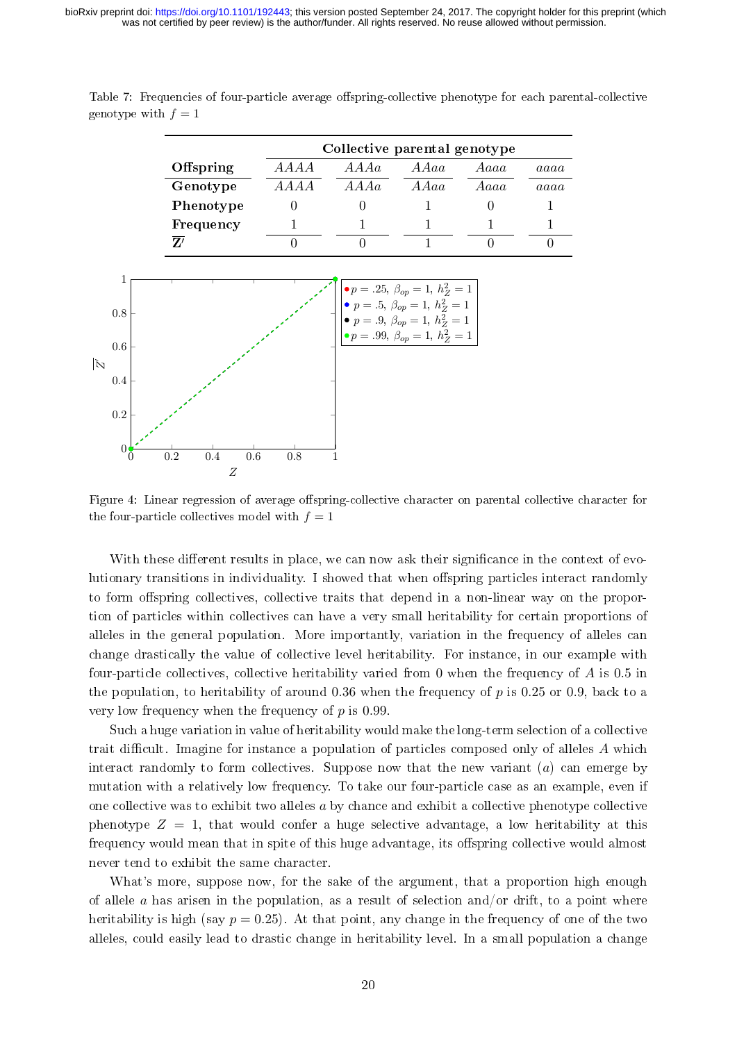Table 7: Frequencies of four-particle average offspring-collective phenotype for each parental-collective genotype with $f = 1$

| | **Collective parental genotype** | | | | |
|---|---|---|---|---|---|
| **Offspring** | $AAAA$ | $AAAa$ | $AAaa$ | $Aaaa$ | $aaaa$ |
| **Genotype** | $AAAA$ | $AAAa$ | $AAaa$ | $Aaaa$ | $aaaa$ |
| **Phenotype** | 0 | 0 | 1 | 0 | 1 |
| **Frequency** | 1 | 1 | 1 | 1 | 1 |
| $\overline{\mathbf{Z}}'$ | 0 | 0 | 1 | 0 | 0 |

Figure 4: Linear regression of average offspring-collective character on parental collective character for the four-particle collectives model with $f = 1$

With these different results in place, we can now ask their significance in the context of evolutionary transitions in individuality. I showed that when offspring particles interact randomly to form offspring collectives, collective traits that depend in a non-linear way on the proportion of particles within collectives can have a very small heritability for certain proportions of alleles in the general population. More importantly, variation in the frequency of alleles can change drastically the value of collective level heritability. For instance, in our example with four-particle collectives, collective heritability varied from 0 when the frequency of $A$ is 0.5 in the population, to heritability of around 0.36 when the frequency of $p$ is 0.25 or 0.9, back to a very low frequency when the frequency of $p$ is 0.99.

Such a huge variation in value of heritability would make the long-term selection of a collective trait difficult. Imagine for instance a population of particles composed only of alleles $A$ which interact randomly to form collectives. Suppose now that the new variant ($a$) can emerge by mutation with a relatively low frequency. To take our four-particle case as an example, even if one collective was to exhibit two alleles $a$ by chance and exhibit a collective phenotype collective phenotype $Z = 1$, that would confer a huge selective advantage, a low heritability at this frequency would mean that in spite of this huge advantage, its offspring collective would almost never tend to exhibit the same character.

What's more, suppose now, for the sake of the argument, that a proportion high enough of allele $a$ has arisen in the population, as a result of selection and/or drift, to a point where heritability is high (say $p = 0.25$). At that point, any change in the frequency of one of the two alleles, could easily lead to drastic change in heritability level. In a small population a change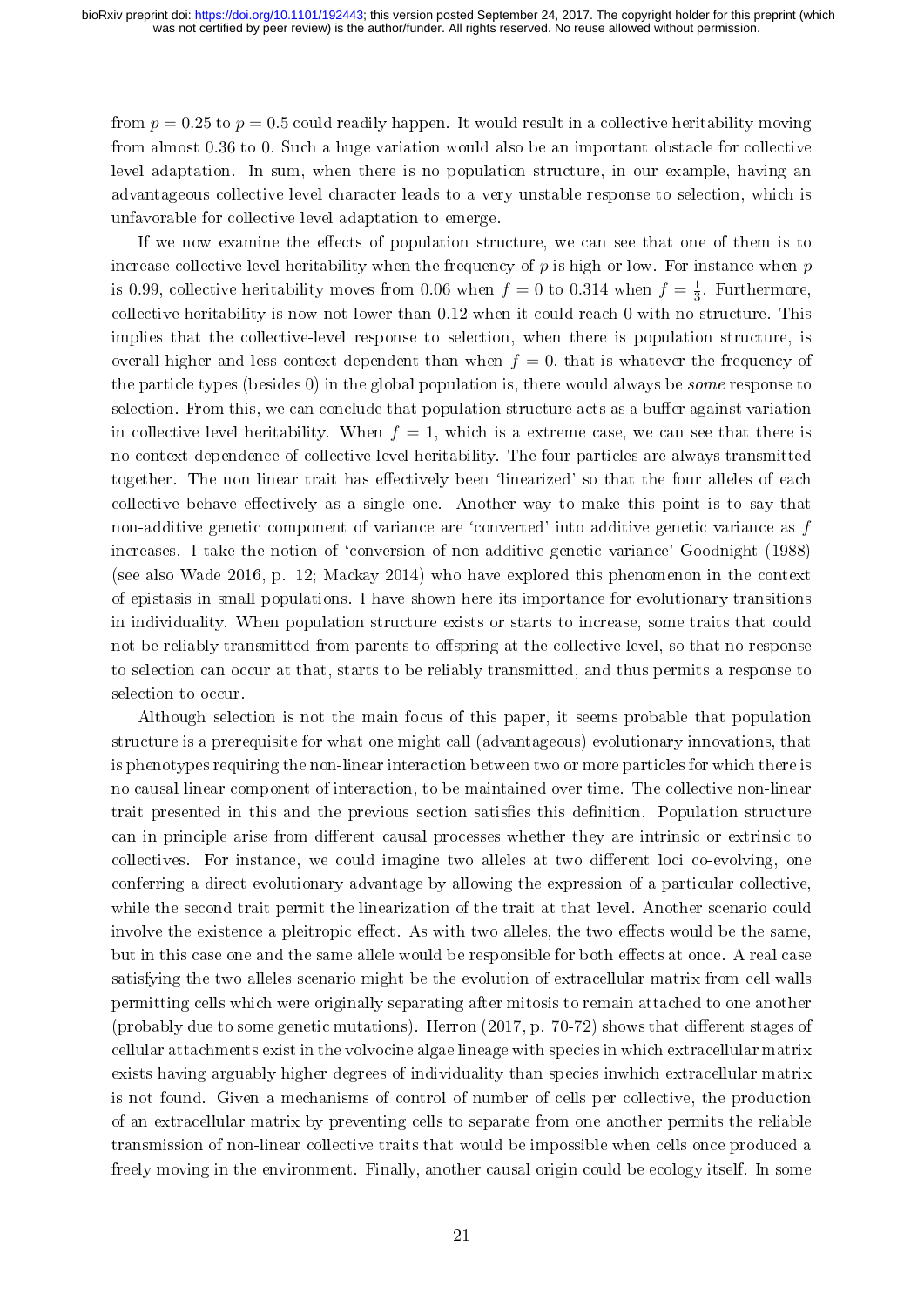from $p = 0.25$ to $p = 0.5$ could readily happen. It would result in a collective heritability moving from almost 0.36 to 0. Such a huge variation would also be an important obstacle for collective level adaptation. In sum, when there is no population structure, in our example, having an advantageous collective level character leads to a very unstable response to selection, which is unfavorable for collective level adaptation to emerge.

If we now examine the effects of population structure, we can see that one of them is to increase collective level heritability when the frequency of $p$ is high or low. For instance when $p$ is 0.99, collective heritability moves from 0.06 when $f = 0$ to 0.314 when $f = \frac{1}{3}$. Furthermore, collective heritability is now not lower than 0.12 when it could reach 0 with no structure. This implies that the collective-level response to selection, when there is population structure, is overall higher and less context dependent than when $f = 0$, that is whatever the frequency of the particle types (besides 0) in the global population is, there would always be *some* response to selection. From this, we can conclude that population structure acts as a buffer against variation in collective level heritability. When $f = 1$, which is a extreme case, we can see that there is no context dependence of collective level heritability. The four particles are always transmitted together. The non linear trait has effectively been 'linearized' so that the four alleles of each collective behave effectively as a single one. Another way to make this point is to say that non-additive genetic component of variance are 'converted' into additive genetic variance as $f$ increases. I take the notion of 'conversion of non-additive genetic variance' Goodnight (1988) (see also Wade 2016, p. 12; Mackay 2014) who have explored this phenomenon in the context of epistasis in small populations. I have shown here its importance for evolutionary transitions in individuality. When population structure exists or starts to increase, some traits that could not be reliably transmitted from parents to offspring at the collective level, so that no response to selection can occur at that, starts to be reliably transmitted, and thus permits a response to selection to occur.

Although selection is not the main focus of this paper, it seems probable that population structure is a prerequisite for what one might call (advantageous) evolutionary innovations, that is phenotypes requiring the non-linear interaction between two or more particles for which there is no causal linear component of interaction, to be maintained over time. The collective non-linear trait presented in this and the previous section satisfies this definition. Population structure can in principle arise from different causal processes whether they are intrinsic or extrinsic to collectives. For instance, we could imagine two alleles at two different loci co-evolving, one conferring a direct evolutionary advantage by allowing the expression of a particular collective, while the second trait permit the linearization of the trait at that level. Another scenario could involve the existence a pleitropic effect. As with two alleles, the two effects would be the same, but in this case one and the same allele would be responsible for both effects at once. A real case satisfying the two alleles scenario might be the evolution of extracellular matrix from cell walls permitting cells which were originally separating after mitosis to remain attached to one another (probably due to some genetic mutations). Herron (2017, p. 70-72) shows that different stages of cellular attachments exist in the volvocine algae lineage with species in which extracellular matrix exists having arguably higher degrees of individuality than species inwhich extracellular matrix is not found. Given a mechanisms of control of number of cells per collective, the production of an extracellular matrix by preventing cells to separate from one another permits the reliable transmission of non-linear collective traits that would be impossible when cells once produced a freely moving in the environment. Finally, another causal origin could be ecology itself. In some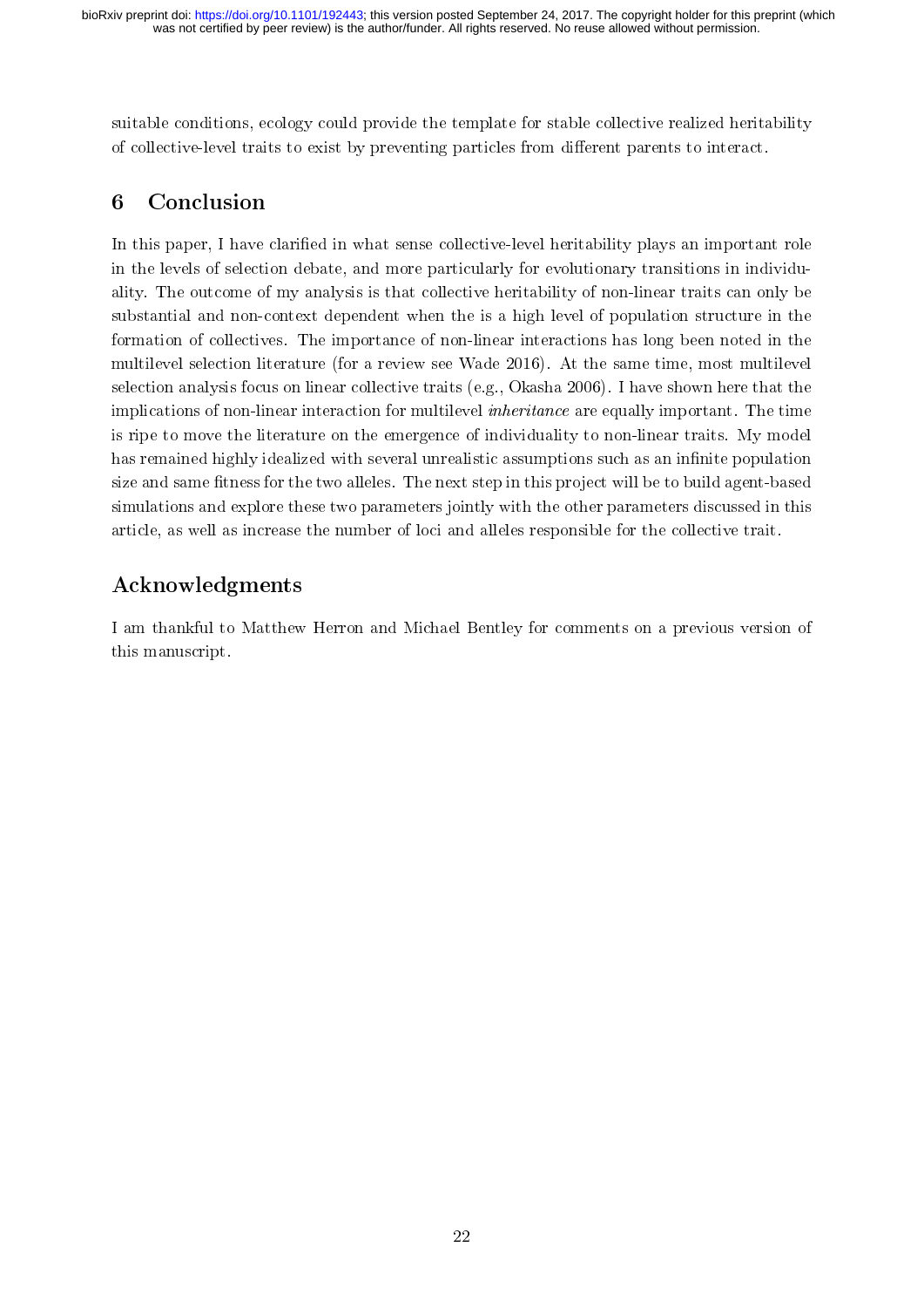suitable conditions, ecology could provide the template for stable collective realized heritability of collective-level traits to exist by preventing particles from different parents to interact.

## 6 Conclusion

In this paper, I have clarified in what sense collective-level heritability plays an important role in the levels of selection debate, and more particularly for evolutionary transitions in individuality. The outcome of my analysis is that collective heritability of non-linear traits can only be substantial and non-context dependent when the is a high level of population structure in the formation of collectives. The importance of non-linear interactions has long been noted in the multilevel selection literature (for a review see Wade 2016). At the same time, most multilevel selection analysis focus on linear collective traits (e.g., Okasha 2006). I have shown here that the implications of non-linear interaction for multilevel *inheritance* are equally important. The time is ripe to move the literature on the emergence of individuality to non-linear traits. My model has remained highly idealized with several unrealistic assumptions such as an infinite population size and same fitness for the two alleles. The next step in this project will be to build agent-based simulations and explore these two parameters jointly with the other parameters discussed in this article, as well as increase the number of loci and alleles responsible for the collective trait.

## Acknowledgments

I am thankful to Matthew Herron and Michael Bentley for comments on a previous version of this manuscript.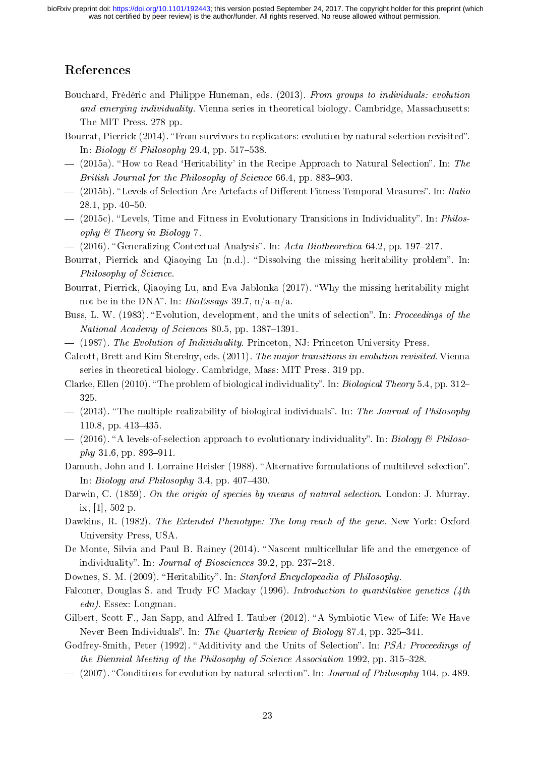## References

Bouchard, Frédéric and Philippe Huneman, eds. (2013). *From groups to individuals: evolution and emerging individuality*. Vienna series in theoretical biology. Cambridge, Massachusetts: The MIT Press. 278 pp.

Bourrat, Pierrick (2014). "From survivors to replicators: evolution by natural selection revisited". In: *Biology & Philosophy* 29.4, pp. 517–538.

— (2015a). "How to Read 'Heritability' in the Recipe Approach to Natural Selection". In: *The British Journal for the Philosophy of Science* 66.4, pp. 883–903.

— (2015b). "Levels of Selection Are Artefacts of Different Fitness Temporal Measures". In: *Ratio* 28.1, pp. 40–50.

— (2015c). "Levels, Time and Fitness in Evolutionary Transitions in Individuality". In: *Philosophy & Theory in Biology* 7.

— (2016). "Generalizing Contextual Analysis". In: *Acta Biotheoretica* 64.2, pp. 197–217.

Bourrat, Pierrick and Qiaoying Lu (n.d.). "Dissolving the missing heritability problem". In: *Philosophy of Science*.

Bourrat, Pierrick, Qiaoying Lu, and Eva Jablonka (2017). "Why the missing heritability might not be in the DNA". In: *BioEssays* 39.7, n/a–n/a.

Buss, L. W. (1983). "Evolution, development, and the units of selection". In: *Proceedings of the National Academy of Sciences* 80.5, pp. 1387–1391.

— (1987). *The Evolution of Individuality*. Princeton, NJ: Princeton University Press.

Calcott, Brett and Kim Sterelny, eds. (2011). *The major transitions in evolution revisited*. Vienna series in theoretical biology. Cambridge, Mass: MIT Press. 319 pp.

Clarke, Ellen (2010). "The problem of biological individuality". In: *Biological Theory* 5.4, pp. 312–325.

— (2013). "The multiple realizability of biological individuals". In: *The Journal of Philosophy* 110.8, pp. 413–435.

— (2016). "A levels-of-selection approach to evolutionary individuality". In: *Biology & Philosophy* 31.6, pp. 893–911.

Damuth, John and I. Lorraine Heisler (1988). "Alternative formulations of multilevel selection". In: *Biology and Philosophy* 3.4, pp. 407–430.

Darwin, C. (1859). *On the origin of species by means of natural selection*. London: J. Murray. ix, [1], 502 p.

Dawkins, R. (1982). *The Extended Phenotype: The long reach of the gene*. New York: Oxford University Press, USA.

De Monte, Silvia and Paul B. Rainey (2014). "Nascent multicellular life and the emergence of individuality". In: *Journal of Biosciences* 39.2, pp. 237–248.

Downes, S. M. (2009). "Heritability". In: *Stanford Encyclopeadia of Philosophy*.

Falconer, Douglas S. and Trudy FC Mackay (1996). *Introduction to quantitative genetics (4th edn)*. Essex: Longman.

Gilbert, Scott F., Jan Sapp, and Alfred I. Tauber (2012). "A Symbiotic View of Life: We Have Never Been Individuals". In: *The Quarterly Review of Biology* 87.4, pp. 325–341.

Godfrey-Smith, Peter (1992). "Additivity and the Units of Selection". In: *PSA: Proceedings of the Biennial Meeting of the Philosophy of Science Association* 1992, pp. 315–328.

— (2007). "Conditions for evolution by natural selection". In: *Journal of Philosophy* 104, p. 489.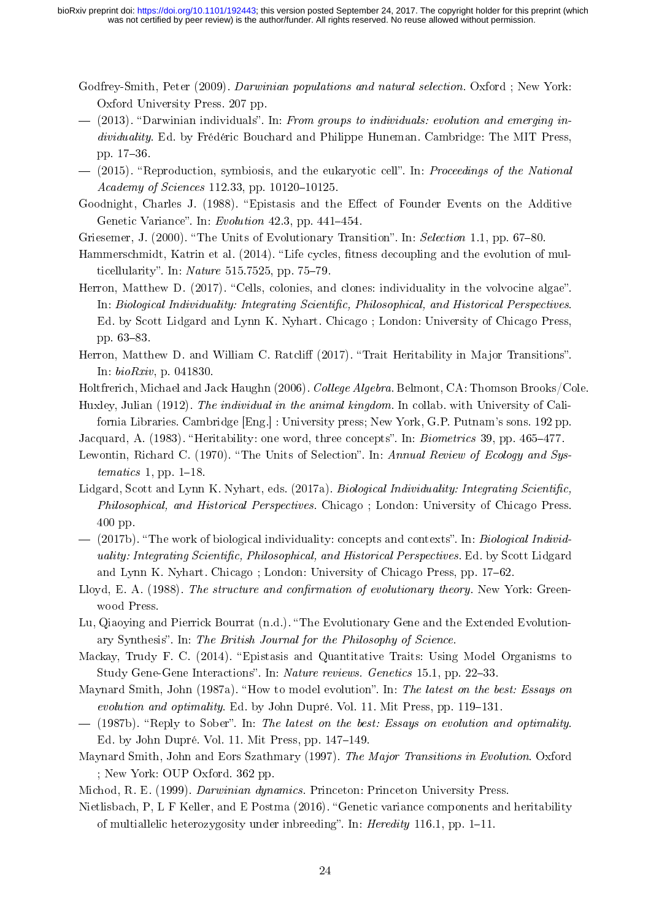Godfrey-Smith, Peter (2009). *Darwinian populations and natural selection*. Oxford ; New York: Oxford University Press. 207 pp.

— (2013). "Darwinian individuals". In: *From groups to individuals: evolution and emerging individuality*. Ed. by Frédéric Bouchard and Philippe Huneman. Cambridge: The MIT Press, pp. 17–36.

— (2015). "Reproduction, symbiosis, and the eukaryotic cell". In: *Proceedings of the National Academy of Sciences* 112.33, pp. 10120–10125.

Goodnight, Charles J. (1988). "Epistasis and the Effect of Founder Events on the Additive Genetic Variance". In: *Evolution* 42.3, pp. 441–454.

Griesemer, J. (2000). "The Units of Evolutionary Transition". In: *Selection* 1.1, pp. 67–80.

Hammerschmidt, Katrin et al. (2014). "Life cycles, fitness decoupling and the evolution of multicellularity". In: *Nature* 515.7525, pp. 75–79.

Herron, Matthew D. (2017). "Cells, colonies, and clones: individuality in the volvocine algae". In: *Biological Individuality: Integrating Scientific, Philosophical, and Historical Perspectives*. Ed. by Scott Lidgard and Lynn K. Nyhart. Chicago ; London: University of Chicago Press, pp. 63–83.

Herron, Matthew D. and William C. Ratcliff (2017). "Trait Heritability in Major Transitions". In: *bioRxiv*, p. 041830.

Holtfrerich, Michael and Jack Haughn (2006). *College Algebra*. Belmont, CA: Thomson Brooks/Cole.

Huxley, Julian (1912). *The individual in the animal kingdom*. In collab. with University of California Libraries. Cambridge [Eng.] : University press; New York, G.P. Putnam's sons. 192 pp.

Jacquard, A. (1983). "Heritability: one word, three concepts". In: *Biometrics* 39, pp. 465–477.

Lewontin, Richard C. (1970). "The Units of Selection". In: *Annual Review of Ecology and Systematics* 1, pp. 1–18.

Lidgard, Scott and Lynn K. Nyhart, eds. (2017a). *Biological Individuality: Integrating Scientific, Philosophical, and Historical Perspectives*. Chicago ; London: University of Chicago Press. 400 pp.

— (2017b). "The work of biological individuality: concepts and contexts". In: *Biological Individuality: Integrating Scientific, Philosophical, and Historical Perspectives*. Ed. by Scott Lidgard and Lynn K. Nyhart. Chicago ; London: University of Chicago Press, pp. 17–62.

Lloyd, E. A. (1988). *The structure and confirmation of evolutionary theory*. New York: Greenwood Press.

Lu, Qiaoying and Pierrick Bourrat (n.d.). "The Evolutionary Gene and the Extended Evolutionary Synthesis". In: *The British Journal for the Philosophy of Science*.

Mackay, Trudy F. C. (2014). "Epistasis and Quantitative Traits: Using Model Organisms to Study Gene-Gene Interactions". In: *Nature reviews. Genetics* 15.1, pp. 22–33.

Maynard Smith, John (1987a). "How to model evolution". In: *The latest on the best: Essays on evolution and optimality*. Ed. by John Dupré. Vol. 11. Mit Press, pp. 119–131.

— (1987b). "Reply to Sober". In: *The latest on the best: Essays on evolution and optimality*. Ed. by John Dupré. Vol. 11. Mit Press, pp. 147–149.

Maynard Smith, John and Eors Szathmary (1997). *The Major Transitions in Evolution*. Oxford ; New York: OUP Oxford. 362 pp.

Michod, R. E. (1999). *Darwinian dynamics*. Princeton: Princeton University Press.

Nietlisbach, P, L F Keller, and E Postma (2016). "Genetic variance components and heritability of multiallelic heterozygosity under inbreeding". In: *Heredity* 116.1, pp. 1–11.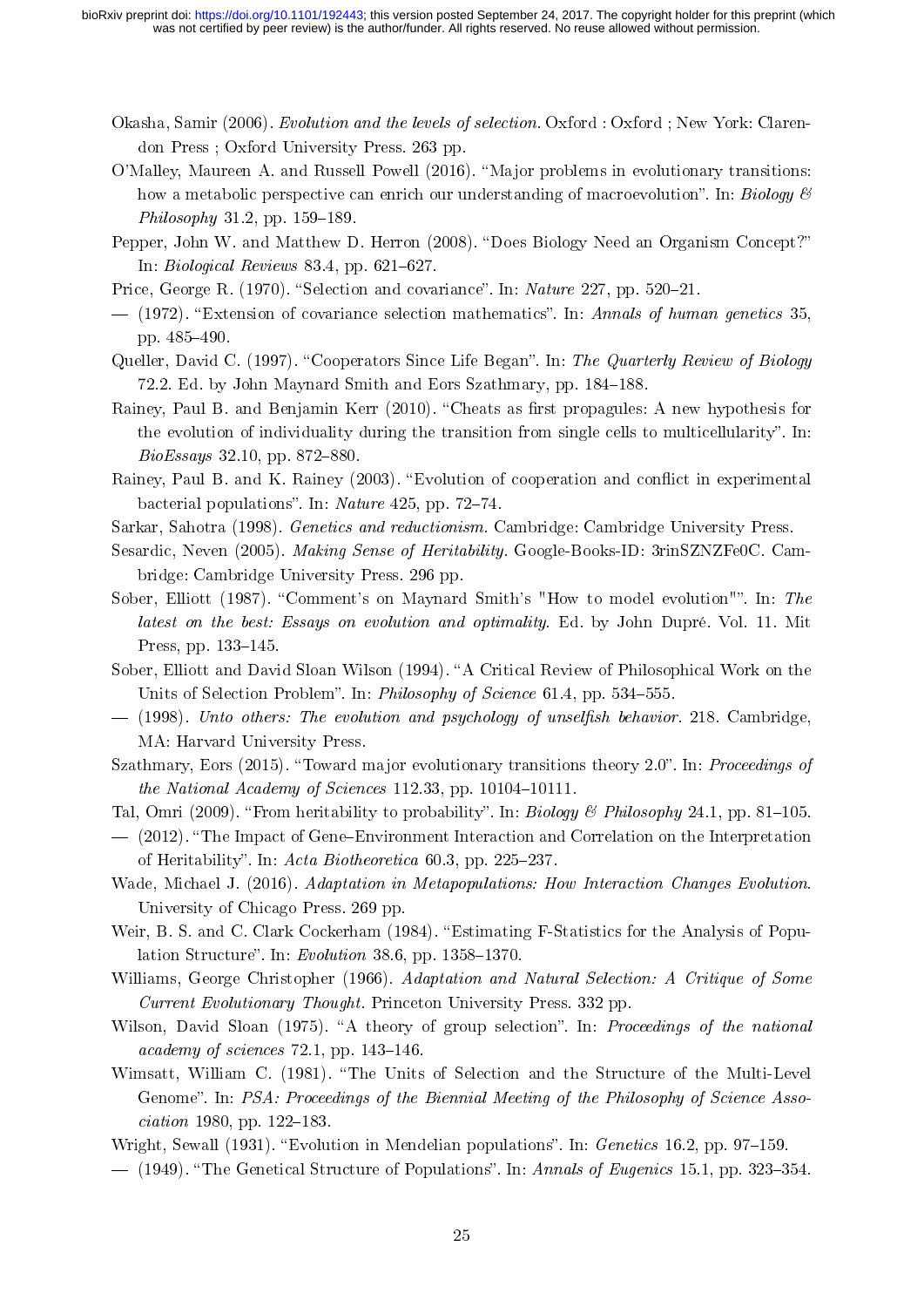Okasha, Samir (2006). *Evolution and the levels of selection*. Oxford : Oxford ; New York: Clarendon Press ; Oxford University Press. 263 pp.

O'Malley, Maureen A. and Russell Powell (2016). "Major problems in evolutionary transitions: how a metabolic perspective can enrich our understanding of macroevolution". In: *Biology & Philosophy* 31.2, pp. 159–189.

Pepper, John W. and Matthew D. Herron (2008). "Does Biology Need an Organism Concept?" In: *Biological Reviews* 83.4, pp. 621–627.

Price, George R. (1970). "Selection and covariance". In: *Nature* 227, pp. 520–21.

— (1972). "Extension of covariance selection mathematics". In: *Annals of human genetics* 35, pp. 485–490.

Queller, David C. (1997). "Cooperators Since Life Began". In: *The Quarterly Review of Biology* 72.2. Ed. by John Maynard Smith and Eors Szathmary, pp. 184–188.

Rainey, Paul B. and Benjamin Kerr (2010). "Cheats as first propagules: A new hypothesis for the evolution of individuality during the transition from single cells to multicellularity". In: *BioEssays* 32.10, pp. 872–880.

Rainey, Paul B. and K. Rainey (2003). "Evolution of cooperation and conflict in experimental bacterial populations". In: *Nature* 425, pp. 72–74.

Sarkar, Sahotra (1998). *Genetics and reductionism*. Cambridge: Cambridge University Press.

Sesardic, Neven (2005). *Making Sense of Heritability*. Google-Books-ID: 3rinSZNZFe0C. Cambridge: Cambridge University Press. 296 pp.

Sober, Elliott (1987). "Comment's on Maynard Smith's "How to model evolution"". In: *The latest on the best: Essays on evolution and optimality*. Ed. by John Dupré. Vol. 11. Mit Press, pp. 133–145.

Sober, Elliott and David Sloan Wilson (1994). "A Critical Review of Philosophical Work on the Units of Selection Problem". In: *Philosophy of Science* 61.4, pp. 534–555.

— (1998). *Unto others: The evolution and psychology of unselfish behavior*. 218. Cambridge, MA: Harvard University Press.

Szathmary, Eors (2015). "Toward major evolutionary transitions theory 2.0". In: *Proceedings of the National Academy of Sciences* 112.33, pp. 10104–10111.

Tal, Omri (2009). "From heritability to probability". In: *Biology & Philosophy* 24.1, pp. 81–105.

— (2012). "The Impact of Gene–Environment Interaction and Correlation on the Interpretation of Heritability". In: *Acta Biotheoretica* 60.3, pp. 225–237.

Wade, Michael J. (2016). *Adaptation in Metapopulations: How Interaction Changes Evolution*. University of Chicago Press. 269 pp.

Weir, B. S. and C. Clark Cockerham (1984). "Estimating F-Statistics for the Analysis of Population Structure". In: *Evolution* 38.6, pp. 1358–1370.

Williams, George Christopher (1966). *Adaptation and Natural Selection: A Critique of Some Current Evolutionary Thought*. Princeton University Press. 332 pp.

Wilson, David Sloan (1975). "A theory of group selection". In: *Proceedings of the national academy of sciences* 72.1, pp. 143–146.

Wimsatt, William C. (1981). "The Units of Selection and the Structure of the Multi-Level Genome". In: *PSA: Proceedings of the Biennial Meeting of the Philosophy of Science Association* 1980, pp. 122–183.

Wright, Sewall (1931). "Evolution in Mendelian populations". In: *Genetics* 16.2, pp. 97–159.

— (1949). "The Genetical Structure of Populations". In: *Annals of Eugenics* 15.1, pp. 323–354.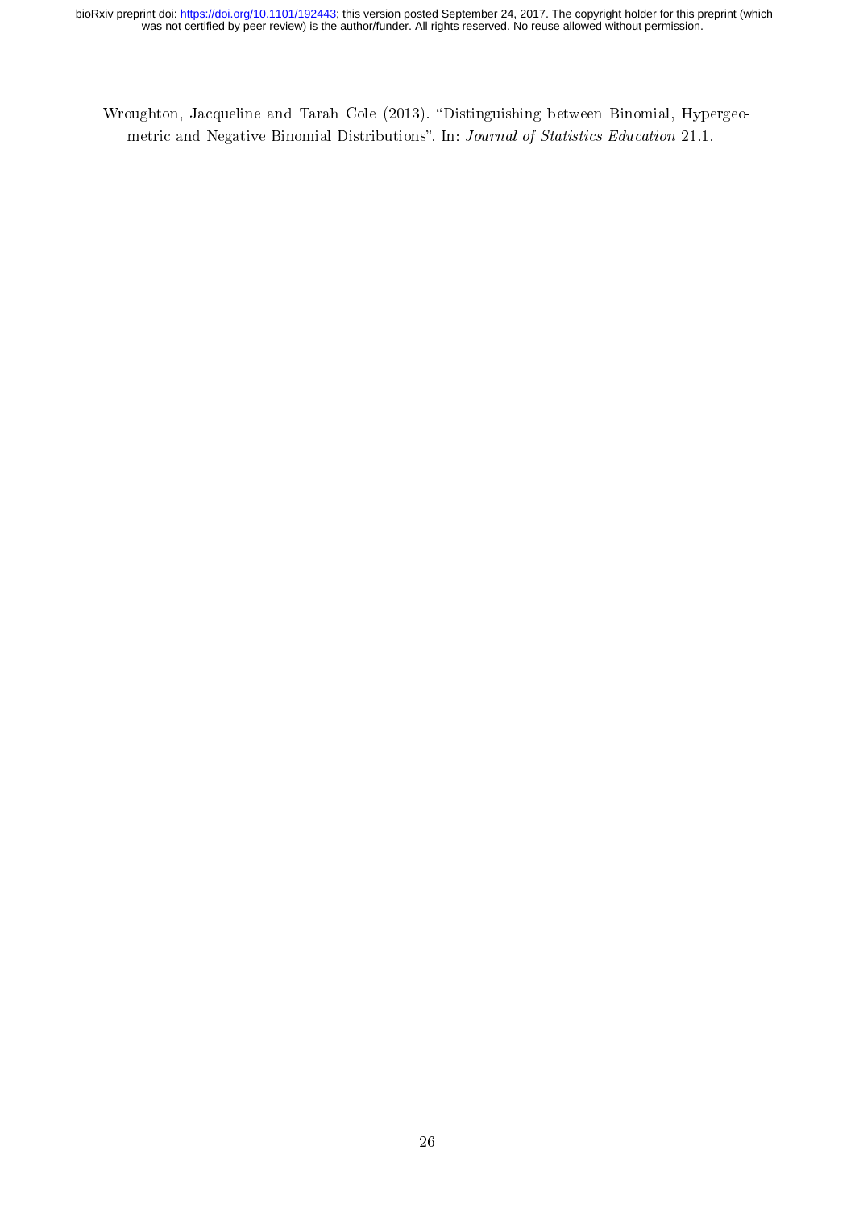Wroughton, Jacqueline and Tarah Cole (2013). "Distinguishing between Binomial, Hypergeometric and Negative Binomial Distributions". In: *Journal of Statistics Education* 21.1.